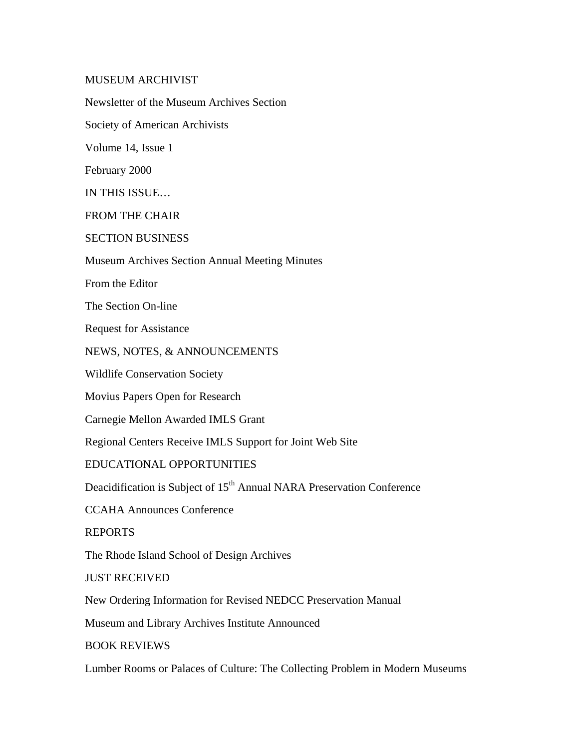# MUSEUM ARCHIVIST

Newsletter of the Museum Archives Section

Society of American Archivists

Volume 14, Issue 1

February 2000

## IN THIS ISSUE…

FROM THE CHAIR

SECTION BUSINESS

Museum Archives Section Annual Meeting Minutes

From the Editor

The Section On-line

Request for Assistance

NEWS, NOTES, & ANNOUNCEMENTS

Wildlife Conservation Society

Movius Papers Open for Research

Carnegie Mellon Awarded IMLS Grant

Regional Centers Receive IMLS Support for Joint Web Site

EDUCATIONAL OPPORTUNITIES

Deacidification is Subject of 15th Annual NARA Preservation Conference

CCAHA Announces Conference

REPORTS

The Rhode Island School of Design Archives

JUST RECEIVED

New Ordering Information for Revised NEDCC Preservation Manual

Museum and Library Archives Institute Announced

BOOK REVIEWS

Lumber Rooms or Palaces of Culture: The Collecting Problem in Modern Museums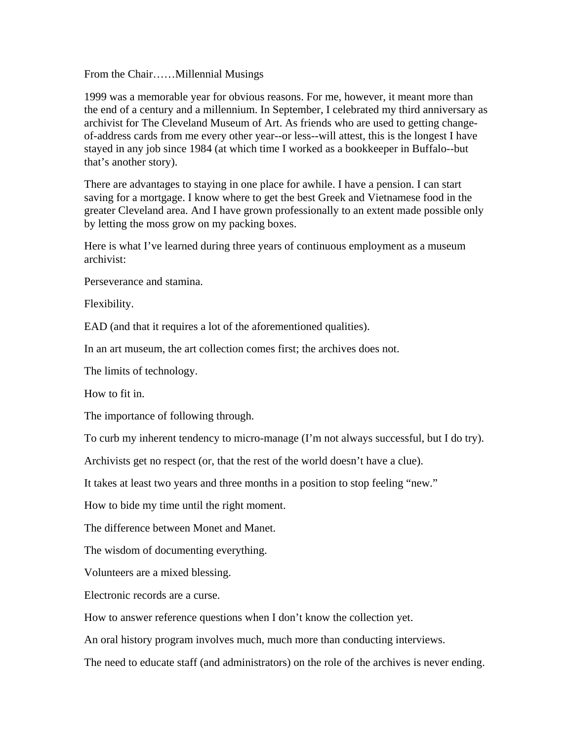From the Chair……Millennial Musings

1999 was a memorable year for obvious reasons. For me, however, it meant more than the end of a century and a millennium. In September, I celebrated my third anniversary as archivist for The Cleveland Museum of Art. As friends who are used to getting change-of-address cards from me every other year--or less--will attest, this is the longest I have stayed in any job since 1984 (at which time I worked as a bookkeeper in Buffalo--but that's another story).

There are advantages to staying in one place for awhile. I have a pension. I can start saving for a mortgage. I know where to get the best Greek and Vietnamese food in the greater Cleveland area. And I have grown professionally to an extent made possible only by letting the moss grow on my packing boxes.

Here is what I've learned during three years of continuous employment as a museum archivist:

Perseverance and stamina.

Flexibility.

EAD (and that it requires a lot of the aforementioned qualities).

In an art museum, the art collection comes first; the archives does not.

The limits of technology.

How to fit in.

The importance of following through.

To curb my inherent tendency to micro-manage (I'm not always successful, but I do try).

Archivists get no respect (or, that the rest of the world doesn't have a clue).

It takes at least two years and three months in a position to stop feeling "new."

How to bide my time until the right moment.

The difference between Monet and Manet.

The wisdom of documenting everything.

Volunteers are a mixed blessing.

Electronic records are a curse.

How to answer reference questions when I don't know the collection yet.

An oral history program involves much, much more than conducting interviews.

The need to educate staff (and administrators) on the role of the archives is never ending.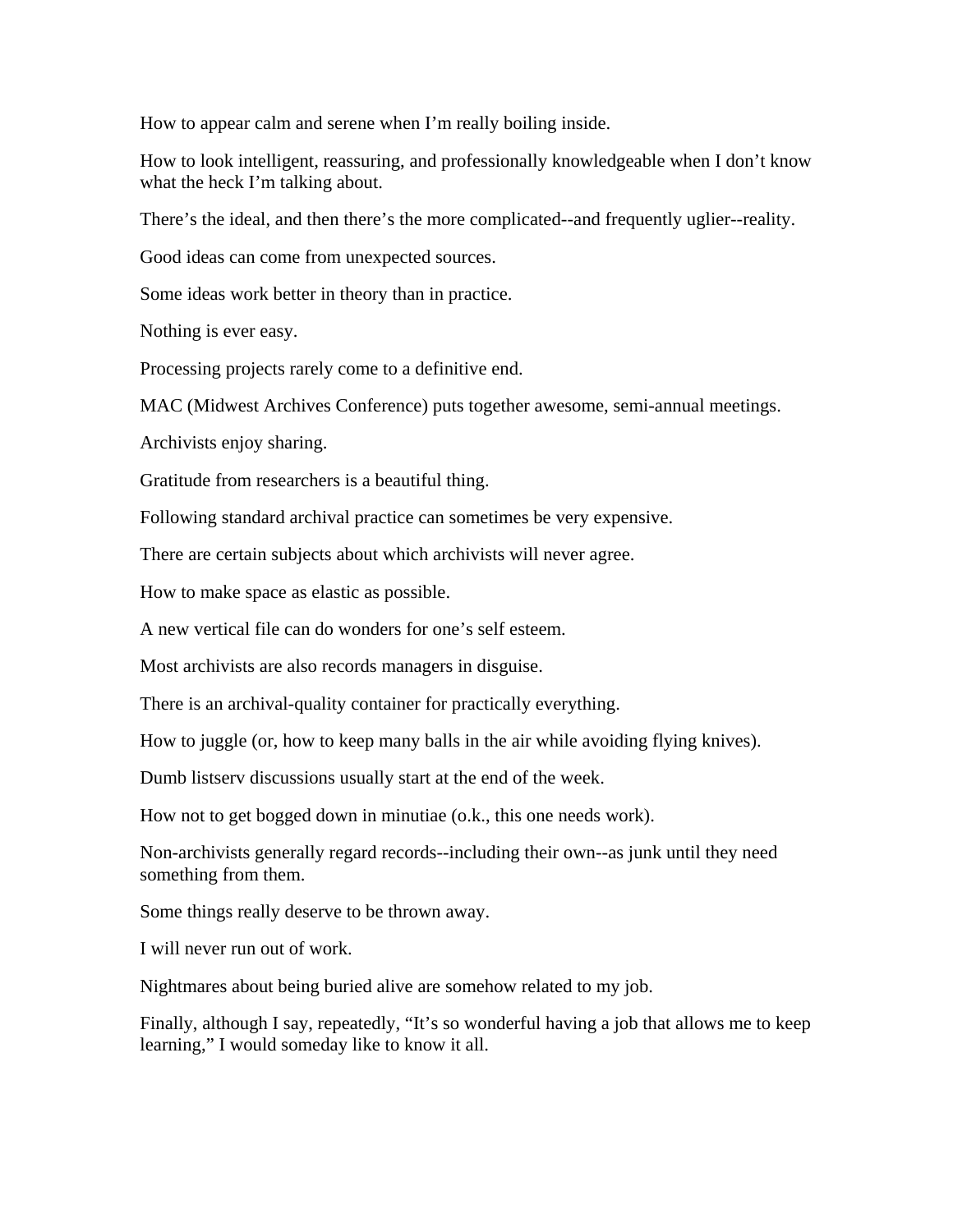How to appear calm and serene when I'm really boiling inside.

How to look intelligent, reassuring, and professionally knowledgeable when I don't know what the heck I'm talking about.

There's the ideal, and then there's the more complicated--and frequently uglier--reality.

Good ideas can come from unexpected sources.

Some ideas work better in theory than in practice.

Nothing is ever easy.

Processing projects rarely come to a definitive end.

MAC (Midwest Archives Conference) puts together awesome, semi-annual meetings.

Archivists enjoy sharing.

Gratitude from researchers is a beautiful thing.

Following standard archival practice can sometimes be very expensive.

There are certain subjects about which archivists will never agree.

How to make space as elastic as possible.

A new vertical file can do wonders for one's self esteem.

Most archivists are also records managers in disguise.

There is an archival-quality container for practically everything.

How to juggle (or, how to keep many balls in the air while avoiding flying knives).

Dumb listserv discussions usually start at the end of the week.

How not to get bogged down in minutiae (o.k., this one needs work).

Non-archivists generally regard records--including their own--as junk until they need something from them.

Some things really deserve to be thrown away.

I will never run out of work.

Nightmares about being buried alive are somehow related to my job.

Finally, although I say, repeatedly, "It's so wonderful having a job that allows me to keep learning," I would someday like to know it all.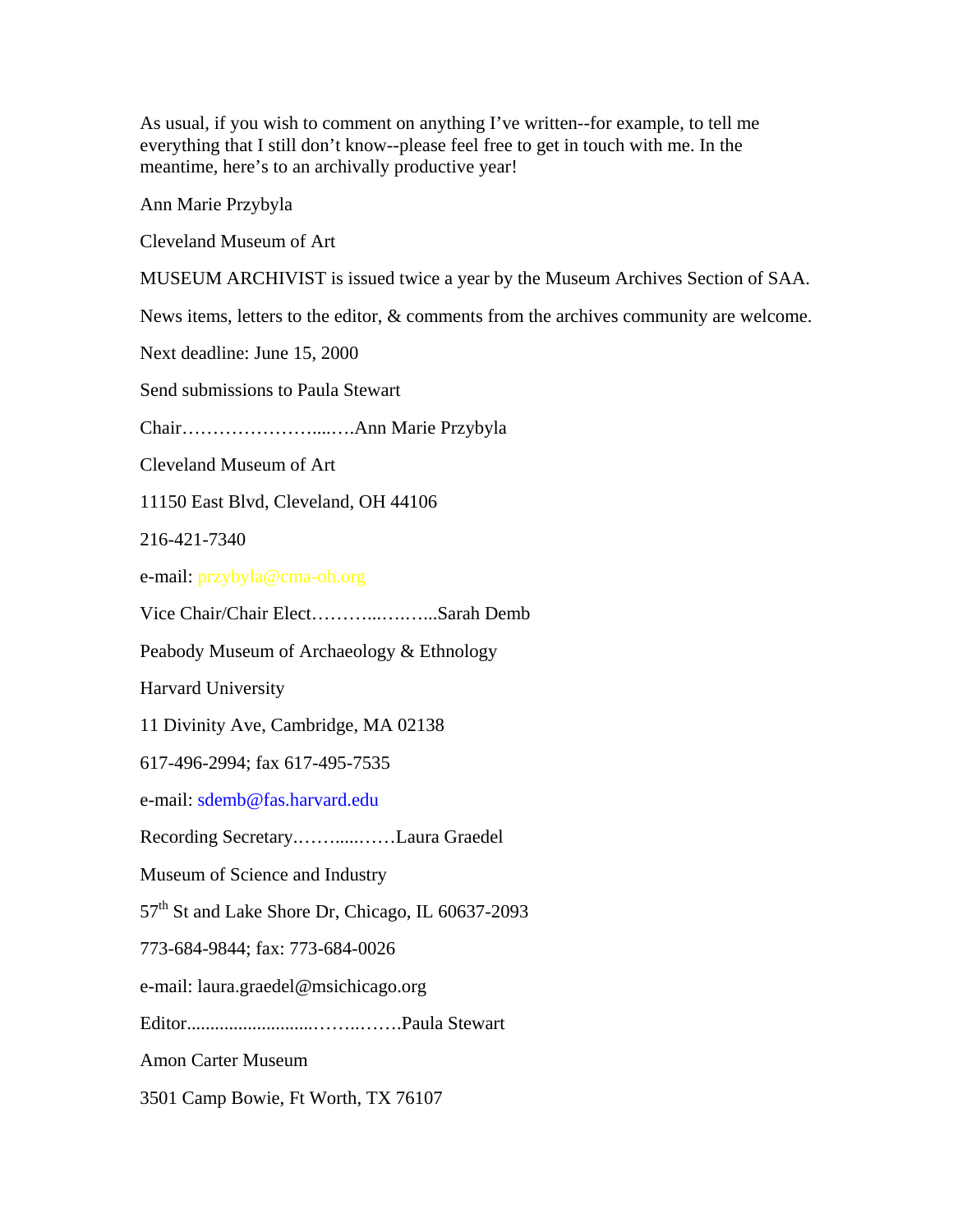As usual, if you wish to comment on anything I've written--for example, to tell me everything that I still don't know--please feel free to get in touch with me. In the meantime, here's to an archivally productive year!

Ann Marie Przybyla

Cleveland Museum of Art

MUSEUM ARCHIVIST is issued twice a year by the Museum Archives Section of SAA.

News items, letters to the editor, & comments from the archives community are welcome.

Next deadline: June 15, 2000

Send submissions to Paula Stewart

Chair…………………....….Ann Marie Przybyla

Cleveland Museum of Art

11150 East Blvd, Cleveland, OH 44106

216-421-7340

e-mail: przybyla@cma-oh.org

Vice Chair/Chair Elect………...….…...Sarah Demb

Peabody Museum of Archaeology & Ethnology

Harvard University

11 Divinity Ave, Cambridge, MA 02138

617-496-2994; fax 617-495-7535

e-mail: sdemb@fas.harvard.edu

Recording Secretary.……......……Laura Graedel

Museum of Science and Industry

57th St and Lake Shore Dr, Chicago, IL 60637-2093

773-684-9844; fax: 773-684-0026

e-mail: laura.graedel@msichicago.org

Editor...........................……..…….Paula Stewart

Amon Carter Museum

3501 Camp Bowie, Ft Worth, TX 76107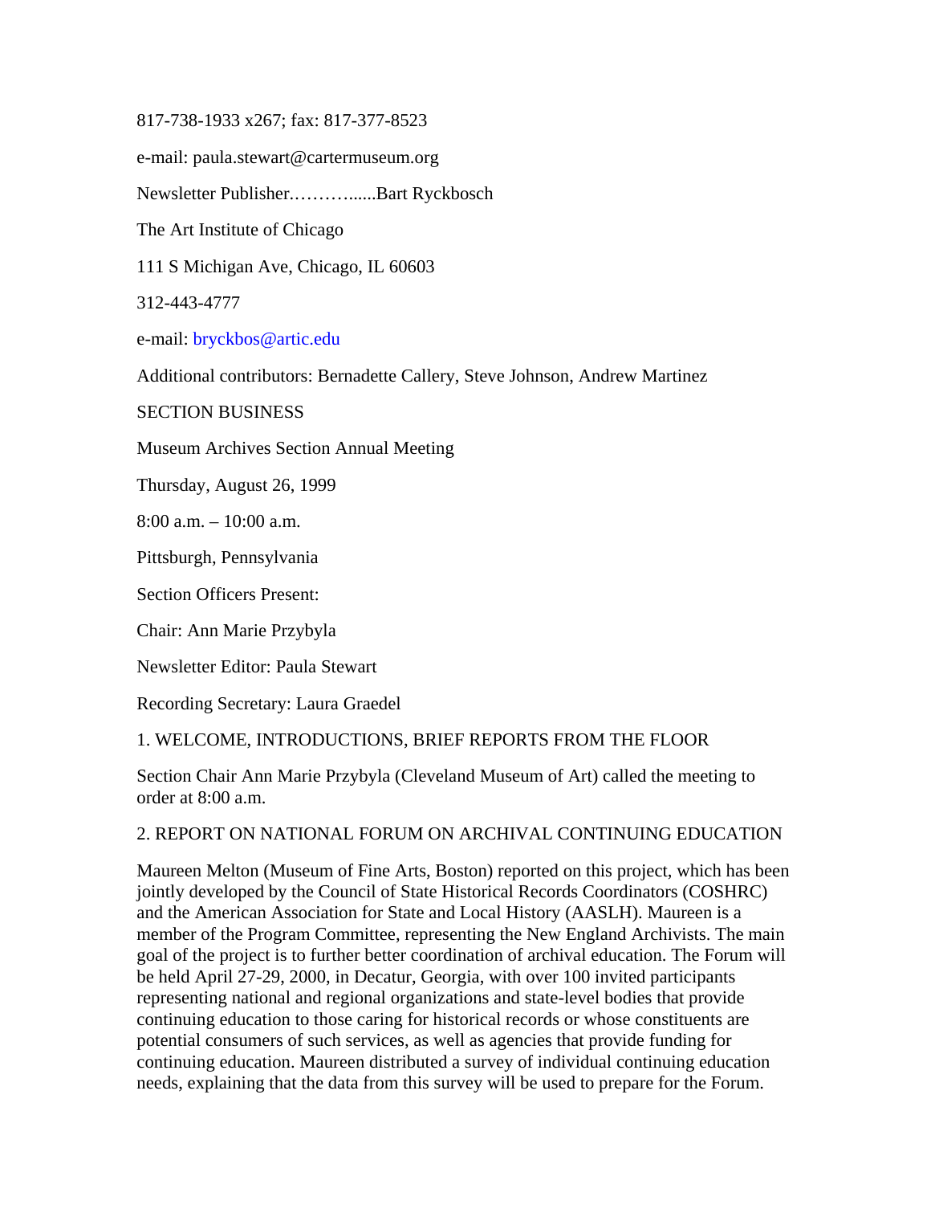817-738-1933 x267; fax: 817-377-8523

e-mail: paula.stewart@cartermuseum.org

Newsletter Publisher.……….......Bart Ryckbosch

The Art Institute of Chicago

111 S Michigan Ave, Chicago, IL 60603

312-443-4777

e-mail: bryckbos@artic.edu

Additional contributors: Bernadette Callery, Steve Johnson, Andrew Martinez

## SECTION BUSINESS

### Museum Archives Section Annual Meeting

Thursday, August 26, 1999

8:00 a.m. – 10:00 a.m.

Pittsburgh, Pennsylvania

Section Officers Present:

Chair: Ann Marie Przybyla

Newsletter Editor: Paula Stewart

Recording Secretary: Laura Graedel

1. WELCOME, INTRODUCTIONS, BRIEF REPORTS FROM THE FLOOR

Section Chair Ann Marie Przybyla (Cleveland Museum of Art) called the meeting to order at 8:00 a.m.

2. REPORT ON NATIONAL FORUM ON ARCHIVAL CONTINUING EDUCATION

Maureen Melton (Museum of Fine Arts, Boston) reported on this project, which has been jointly developed by the Council of State Historical Records Coordinators (COSHRC) and the American Association for State and Local History (AASLH). Maureen is a member of the Program Committee, representing the New England Archivists. The main goal of the project is to further better coordination of archival education. The Forum will be held April 27-29, 2000, in Decatur, Georgia, with over 100 invited participants representing national and regional organizations and state-level bodies that provide continuing education to those caring for historical records or whose constituents are potential consumers of such services, as well as agencies that provide funding for continuing education. Maureen distributed a survey of individual continuing education needs, explaining that the data from this survey will be used to prepare for the Forum.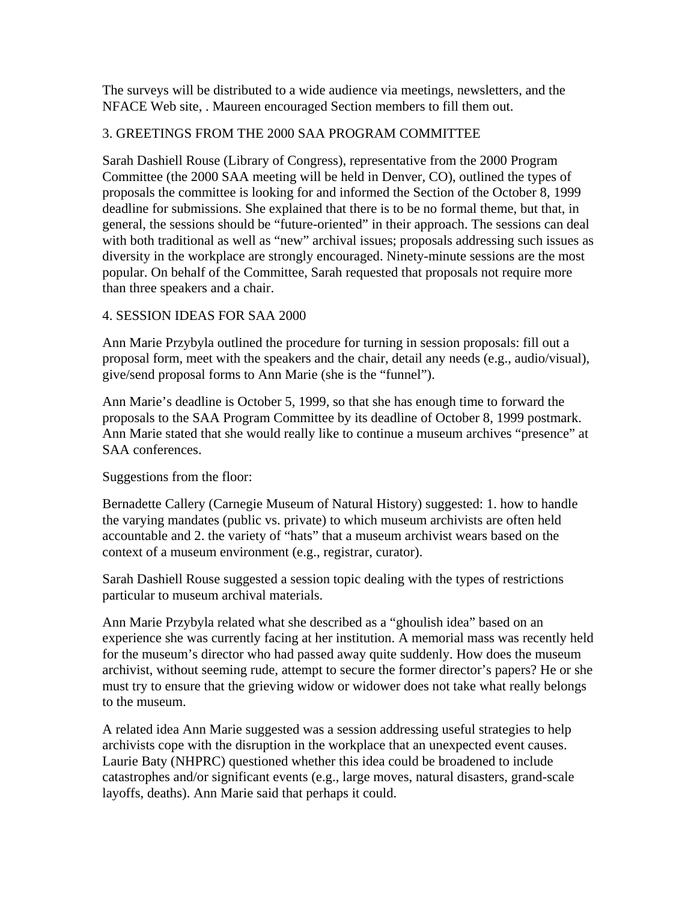The surveys will be distributed to a wide audience via meetings, newsletters, and the NFACE Web site, . Maureen encouraged Section members to fill them out.

3. GREETINGS FROM THE 2000 SAA PROGRAM COMMITTEE

Sarah Dashiell Rouse (Library of Congress), representative from the 2000 Program Committee (the 2000 SAA meeting will be held in Denver, CO), outlined the types of proposals the committee is looking for and informed the Section of the October 8, 1999 deadline for submissions. She explained that there is to be no formal theme, but that, in general, the sessions should be "future-oriented" in their approach. The sessions can deal with both traditional as well as "new" archival issues; proposals addressing such issues as diversity in the workplace are strongly encouraged. Ninety-minute sessions are the most popular. On behalf of the Committee, Sarah requested that proposals not require more than three speakers and a chair.

4. SESSION IDEAS FOR SAA 2000

Ann Marie Przybyla outlined the procedure for turning in session proposals: fill out a proposal form, meet with the speakers and the chair, detail any needs (e.g., audio/visual), give/send proposal forms to Ann Marie (she is the "funnel").

Ann Marie's deadline is October 5, 1999, so that she has enough time to forward the proposals to the SAA Program Committee by its deadline of October 8, 1999 postmark. Ann Marie stated that she would really like to continue a museum archives "presence" at SAA conferences.

Suggestions from the floor:

Bernadette Callery (Carnegie Museum of Natural History) suggested: 1. how to handle the varying mandates (public vs. private) to which museum archivists are often held accountable and 2. the variety of "hats" that a museum archivist wears based on the context of a museum environment (e.g., registrar, curator).

Sarah Dashiell Rouse suggested a session topic dealing with the types of restrictions particular to museum archival materials.

Ann Marie Przybyla related what she described as a "ghoulish idea" based on an experience she was currently facing at her institution. A memorial mass was recently held for the museum's director who had passed away quite suddenly. How does the museum archivist, without seeming rude, attempt to secure the former director's papers? He or she must try to ensure that the grieving widow or widower does not take what really belongs to the museum.

A related idea Ann Marie suggested was a session addressing useful strategies to help archivists cope with the disruption in the workplace that an unexpected event causes. Laurie Baty (NHPRC) questioned whether this idea could be broadened to include catastrophes and/or significant events (e.g., large moves, natural disasters, grand-scale layoffs, deaths). Ann Marie said that perhaps it could.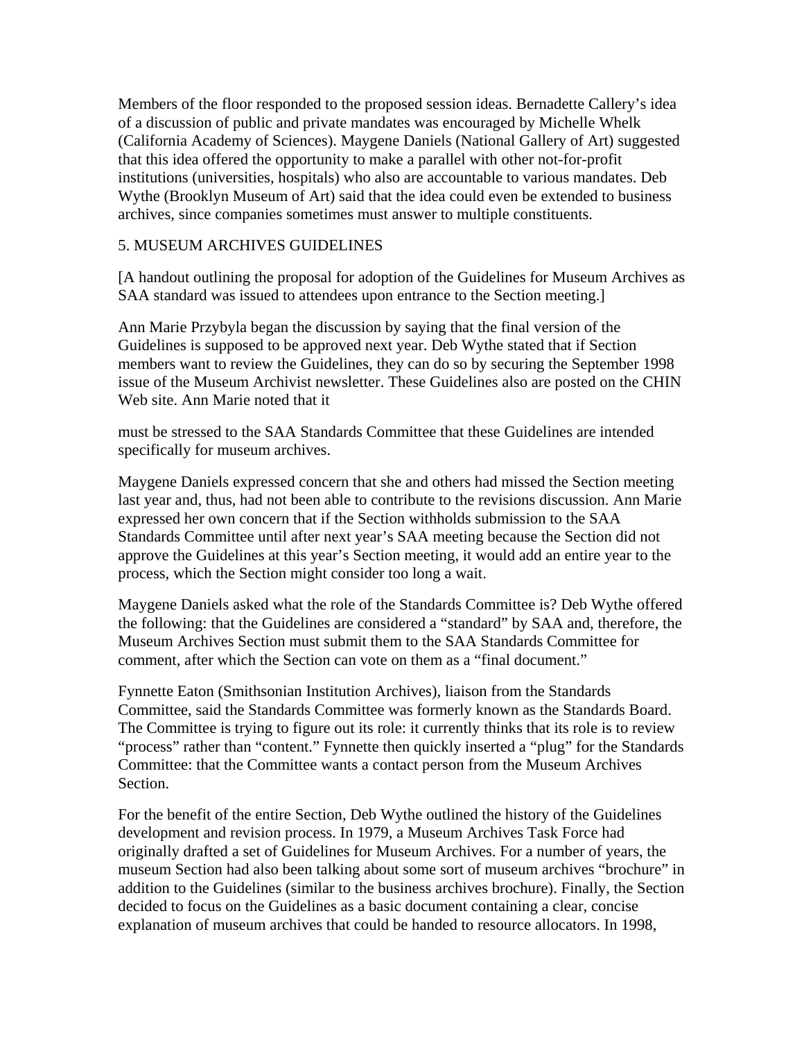Members of the floor responded to the proposed session ideas. Bernadette Callery's idea of a discussion of public and private mandates was encouraged by Michelle Whelk (California Academy of Sciences). Maygene Daniels (National Gallery of Art) suggested that this idea offered the opportunity to make a parallel with other not-for-profit institutions (universities, hospitals) who also are accountable to various mandates. Deb Wythe (Brooklyn Museum of Art) said that the idea could even be extended to business archives, since companies sometimes must answer to multiple constituents.

5. MUSEUM ARCHIVES GUIDELINES

[A handout outlining the proposal for adoption of the Guidelines for Museum Archives as SAA standard was issued to attendees upon entrance to the Section meeting.]

Ann Marie Przybyla began the discussion by saying that the final version of the Guidelines is supposed to be approved next year. Deb Wythe stated that if Section members want to review the Guidelines, they can do so by securing the September 1998 issue of the Museum Archivist newsletter. These Guidelines also are posted on the CHIN Web site. Ann Marie noted that it must be stressed to the SAA Standards Committee that these Guidelines are intended specifically for museum archives.

Maygene Daniels expressed concern that she and others had missed the Section meeting last year and, thus, had not been able to contribute to the revisions discussion. Ann Marie expressed her own concern that if the Section withholds submission to the SAA Standards Committee until after next year's SAA meeting because the Section did not approve the Guidelines at this year's Section meeting, it would add an entire year to the process, which the Section might consider too long a wait.

Maygene Daniels asked what the role of the Standards Committee is? Deb Wythe offered the following: that the Guidelines are considered a "standard" by SAA and, therefore, the Museum Archives Section must submit them to the SAA Standards Committee for comment, after which the Section can vote on them as a "final document."

Fynnette Eaton (Smithsonian Institution Archives), liaison from the Standards Committee, said the Standards Committee was formerly known as the Standards Board. The Committee is trying to figure out its role: it currently thinks that its role is to review "process" rather than "content." Fynnette then quickly inserted a "plug" for the Standards Committee: that the Committee wants a contact person from the Museum Archives Section.

For the benefit of the entire Section, Deb Wythe outlined the history of the Guidelines development and revision process. In 1979, a Museum Archives Task Force had originally drafted a set of Guidelines for Museum Archives. For a number of years, the museum Section had also been talking about some sort of museum archives "brochure" in addition to the Guidelines (similar to the business archives brochure). Finally, the Section decided to focus on the Guidelines as a basic document containing a clear, concise explanation of museum archives that could be handed to resource allocators. In 1998,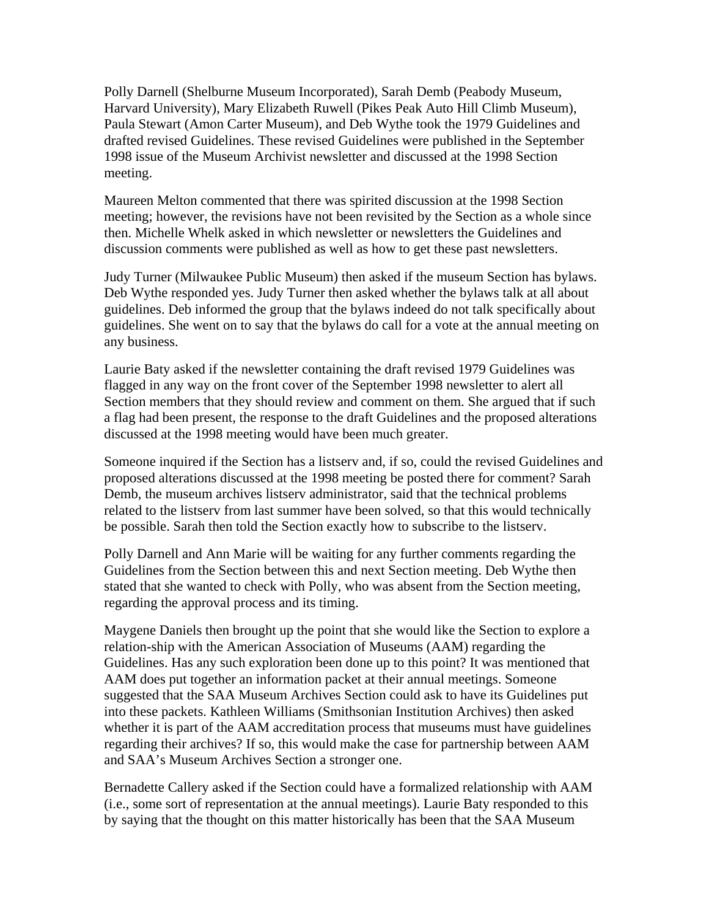Polly Darnell (Shelburne Museum Incorporated), Sarah Demb (Peabody Museum, Harvard University), Mary Elizabeth Ruwell (Pikes Peak Auto Hill Climb Museum), Paula Stewart (Amon Carter Museum), and Deb Wythe took the 1979 Guidelines and drafted revised Guidelines. These revised Guidelines were published in the September 1998 issue of the Museum Archivist newsletter and discussed at the 1998 Section meeting.

Maureen Melton commented that there was spirited discussion at the 1998 Section meeting; however, the revisions have not been revisited by the Section as a whole since then. Michelle Whelk asked in which newsletter or newsletters the Guidelines and discussion comments were published as well as how to get these past newsletters.

Judy Turner (Milwaukee Public Museum) then asked if the museum Section has bylaws. Deb Wythe responded yes. Judy Turner then asked whether the bylaws talk at all about guidelines. Deb informed the group that the bylaws indeed do not talk specifically about guidelines. She went on to say that the bylaws do call for a vote at the annual meeting on any business.

Laurie Baty asked if the newsletter containing the draft revised 1979 Guidelines was flagged in any way on the front cover of the September 1998 newsletter to alert all Section members that they should review and comment on them. She argued that if such a flag had been present, the response to the draft Guidelines and the proposed alterations discussed at the 1998 meeting would have been much greater.

Someone inquired if the Section has a listserv and, if so, could the revised Guidelines and proposed alterations discussed at the 1998 meeting be posted there for comment? Sarah Demb, the museum archives listserv administrator, said that the technical problems related to the listserv from last summer have been solved, so that this would technically be possible. Sarah then told the Section exactly how to subscribe to the listserv.

Polly Darnell and Ann Marie will be waiting for any further comments regarding the Guidelines from the Section between this and next Section meeting. Deb Wythe then stated that she wanted to check with Polly, who was absent from the Section meeting, regarding the approval process and its timing.

Maygene Daniels then brought up the point that she would like the Section to explore a relation-ship with the American Association of Museums (AAM) regarding the Guidelines. Has any such exploration been done up to this point? It was mentioned that AAM does put together an information packet at their annual meetings. Someone suggested that the SAA Museum Archives Section could ask to have its Guidelines put into these packets. Kathleen Williams (Smithsonian Institution Archives) then asked whether it is part of the AAM accreditation process that museums must have guidelines regarding their archives? If so, this would make the case for partnership between AAM and SAA's Museum Archives Section a stronger one.

Bernadette Callery asked if the Section could have a formalized relationship with AAM (i.e., some sort of representation at the annual meetings). Laurie Baty responded to this by saying that the thought on this matter historically has been that the SAA Museum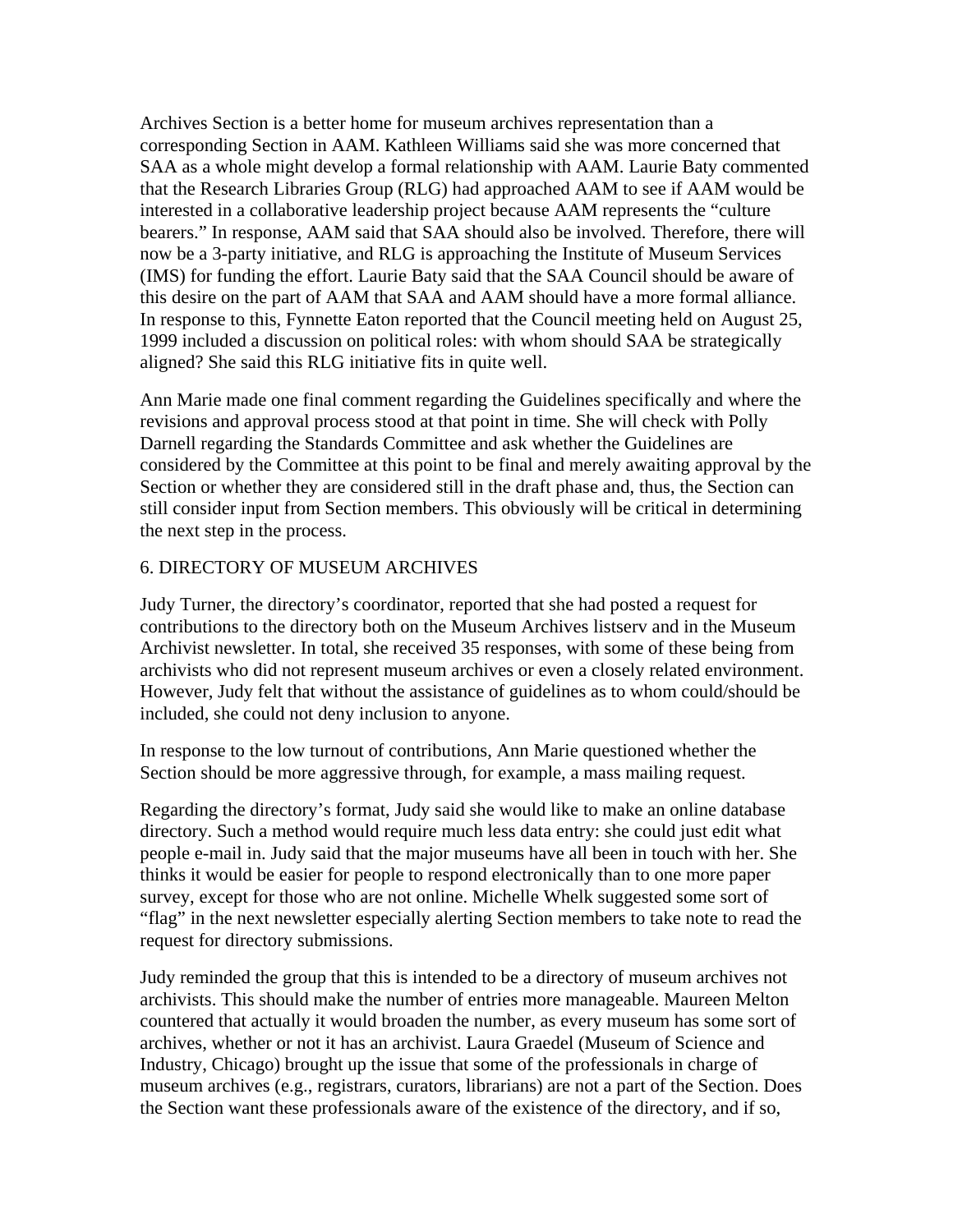Archives Section is a better home for museum archives representation than a corresponding Section in AAM. Kathleen Williams said she was more concerned that SAA as a whole might develop a formal relationship with AAM. Laurie Baty commented that the Research Libraries Group (RLG) had approached AAM to see if AAM would be interested in a collaborative leadership project because AAM represents the "culture bearers." In response, AAM said that SAA should also be involved. Therefore, there will now be a 3-party initiative, and RLG is approaching the Institute of Museum Services (IMS) for funding the effort. Laurie Baty said that the SAA Council should be aware of this desire on the part of AAM that SAA and AAM should have a more formal alliance. In response to this, Fynnette Eaton reported that the Council meeting held on August 25, 1999 included a discussion on political roles: with whom should SAA be strategically aligned? She said this RLG initiative fits in quite well.

Ann Marie made one final comment regarding the Guidelines specifically and where the revisions and approval process stood at that point in time. She will check with Polly Darnell regarding the Standards Committee and ask whether the Guidelines are considered by the Committee at this point to be final and merely awaiting approval by the Section or whether they are considered still in the draft phase and, thus, the Section can still consider input from Section members. This obviously will be critical in determining the next step in the process.

6. DIRECTORY OF MUSEUM ARCHIVES

Judy Turner, the directory's coordinator, reported that she had posted a request for contributions to the directory both on the Museum Archives listserv and in the Museum Archivist newsletter. In total, she received 35 responses, with some of these being from archivists who did not represent museum archives or even a closely related environment. However, Judy felt that without the assistance of guidelines as to whom could/should be included, she could not deny inclusion to anyone.

In response to the low turnout of contributions, Ann Marie questioned whether the Section should be more aggressive through, for example, a mass mailing request.

Regarding the directory's format, Judy said she would like to make an online database directory. Such a method would require much less data entry: she could just edit what people e-mail in. Judy said that the major museums have all been in touch with her. She thinks it would be easier for people to respond electronically than to one more paper survey, except for those who are not online. Michelle Whelk suggested some sort of "flag" in the next newsletter especially alerting Section members to take note to read the request for directory submissions.

Judy reminded the group that this is intended to be a directory of museum archives not archivists. This should make the number of entries more manageable. Maureen Melton countered that actually it would broaden the number, as every museum has some sort of archives, whether or not it has an archivist. Laura Graedel (Museum of Science and Industry, Chicago) brought up the issue that some of the professionals in charge of museum archives (e.g., registrars, curators, librarians) are not a part of the Section. Does the Section want these professionals aware of the existence of the directory, and if so,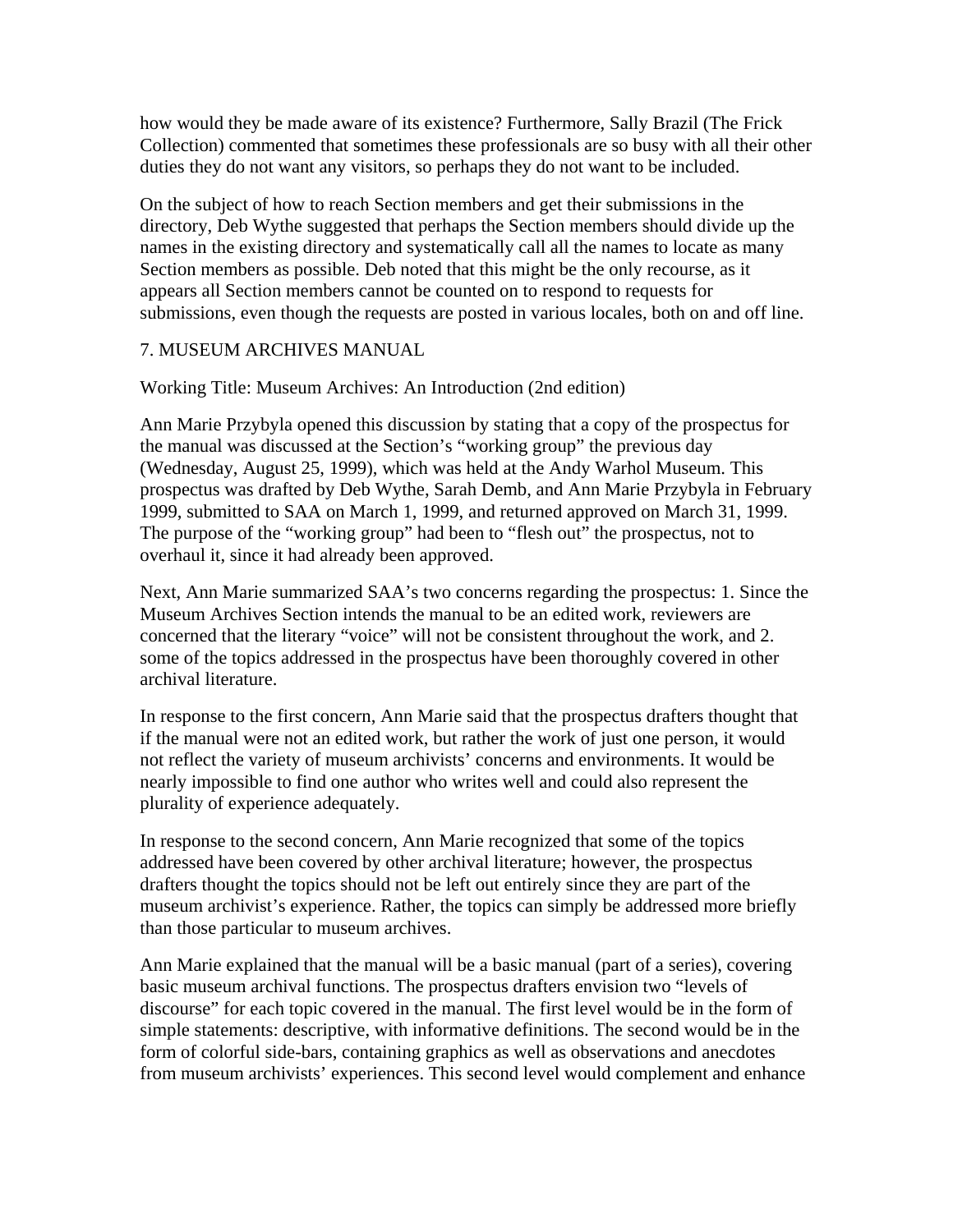how would they be made aware of its existence? Furthermore, Sally Brazil (The Frick Collection) commented that sometimes these professionals are so busy with all their other duties they do not want any visitors, so perhaps they do not want to be included.

On the subject of how to reach Section members and get their submissions in the directory, Deb Wythe suggested that perhaps the Section members should divide up the names in the existing directory and systematically call all the names to locate as many Section members as possible. Deb noted that this might be the only recourse, as it appears all Section members cannot be counted on to respond to requests for submissions, even though the requests are posted in various locales, both on and off line.

7. MUSEUM ARCHIVES MANUAL

Working Title: Museum Archives: An Introduction (2nd edition)

Ann Marie Przybyla opened this discussion by stating that a copy of the prospectus for the manual was discussed at the Section's "working group" the previous day (Wednesday, August 25, 1999), which was held at the Andy Warhol Museum. This prospectus was drafted by Deb Wythe, Sarah Demb, and Ann Marie Przybyla in February 1999, submitted to SAA on March 1, 1999, and returned approved on March 31, 1999. The purpose of the "working group" had been to "flesh out" the prospectus, not to overhaul it, since it had already been approved.

Next, Ann Marie summarized SAA's two concerns regarding the prospectus: 1. Since the Museum Archives Section intends the manual to be an edited work, reviewers are concerned that the literary "voice" will not be consistent throughout the work, and 2. some of the topics addressed in the prospectus have been thoroughly covered in other archival literature.

In response to the first concern, Ann Marie said that the prospectus drafters thought that if the manual were not an edited work, but rather the work of just one person, it would not reflect the variety of museum archivists' concerns and environments. It would be nearly impossible to find one author who writes well and could also represent the plurality of experience adequately.

In response to the second concern, Ann Marie recognized that some of the topics addressed have been covered by other archival literature; however, the prospectus drafters thought the topics should not be left out entirely since they are part of the museum archivist's experience. Rather, the topics can simply be addressed more briefly than those particular to museum archives.

Ann Marie explained that the manual will be a basic manual (part of a series), covering basic museum archival functions. The prospectus drafters envision two "levels of discourse" for each topic covered in the manual. The first level would be in the form of simple statements: descriptive, with informative definitions. The second would be in the form of colorful side-bars, containing graphics as well as observations and anecdotes from museum archivists' experiences. This second level would complement and enhance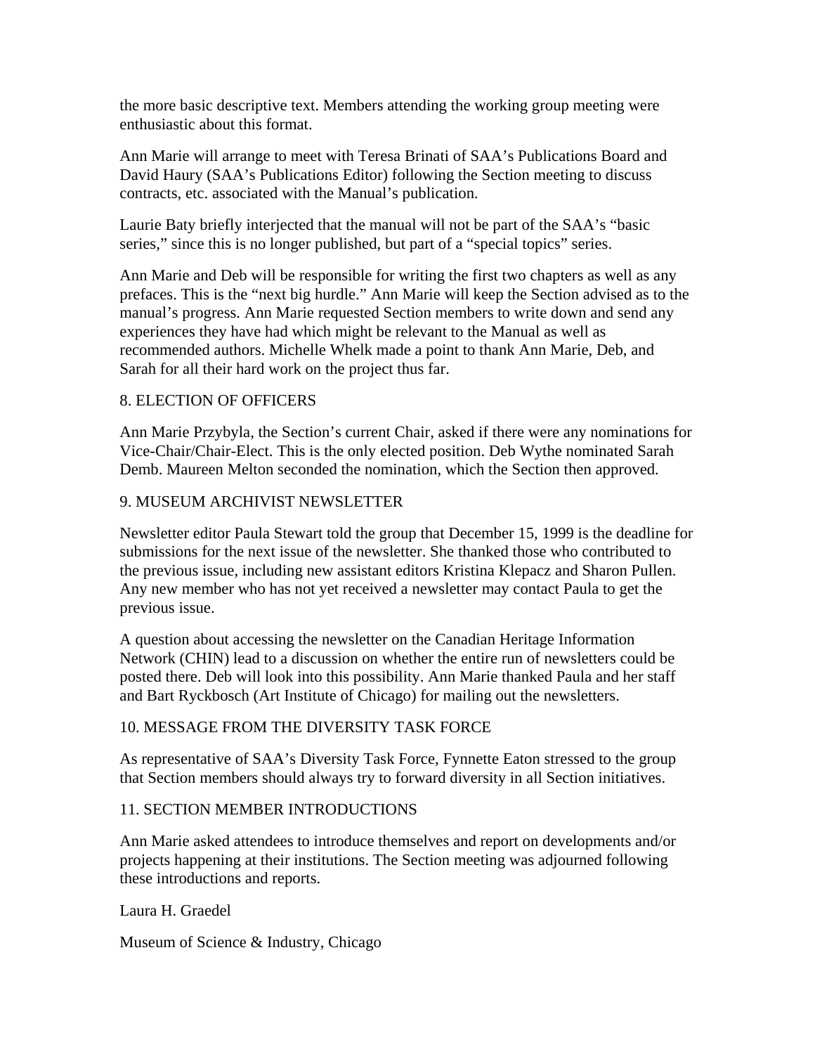the more basic descriptive text. Members attending the working group meeting were enthusiastic about this format.

Ann Marie will arrange to meet with Teresa Brinati of SAA's Publications Board and David Haury (SAA's Publications Editor) following the Section meeting to discuss contracts, etc. associated with the Manual's publication.

Laurie Baty briefly interjected that the manual will not be part of the SAA's "basic series," since this is no longer published, but part of a "special topics" series.

Ann Marie and Deb will be responsible for writing the first two chapters as well as any prefaces. This is the "next big hurdle." Ann Marie will keep the Section advised as to the manual's progress. Ann Marie requested Section members to write down and send any experiences they have had which might be relevant to the Manual as well as recommended authors. Michelle Whelk made a point to thank Ann Marie, Deb, and Sarah for all their hard work on the project thus far.

8. ELECTION OF OFFICERS

Ann Marie Przybyla, the Section's current Chair, asked if there were any nominations for Vice-Chair/Chair-Elect. This is the only elected position. Deb Wythe nominated Sarah Demb. Maureen Melton seconded the nomination, which the Section then approved.

9. MUSEUM ARCHIVIST NEWSLETTER

Newsletter editor Paula Stewart told the group that December 15, 1999 is the deadline for submissions for the next issue of the newsletter. She thanked those who contributed to the previous issue, including new assistant editors Kristina Klepacz and Sharon Pullen. Any new member who has not yet received a newsletter may contact Paula to get the previous issue.

A question about accessing the newsletter on the Canadian Heritage Information Network (CHIN) lead to a discussion on whether the entire run of newsletters could be posted there. Deb will look into this possibility. Ann Marie thanked Paula and her staff and Bart Ryckbosch (Art Institute of Chicago) for mailing out the newsletters.

10. MESSAGE FROM THE DIVERSITY TASK FORCE

As representative of SAA's Diversity Task Force, Fynnette Eaton stressed to the group that Section members should always try to forward diversity in all Section initiatives.

11. SECTION MEMBER INTRODUCTIONS

Ann Marie asked attendees to introduce themselves and report on developments and/or projects happening at their institutions. The Section meeting was adjourned following these introductions and reports.

Laura H. Graedel

Museum of Science & Industry, Chicago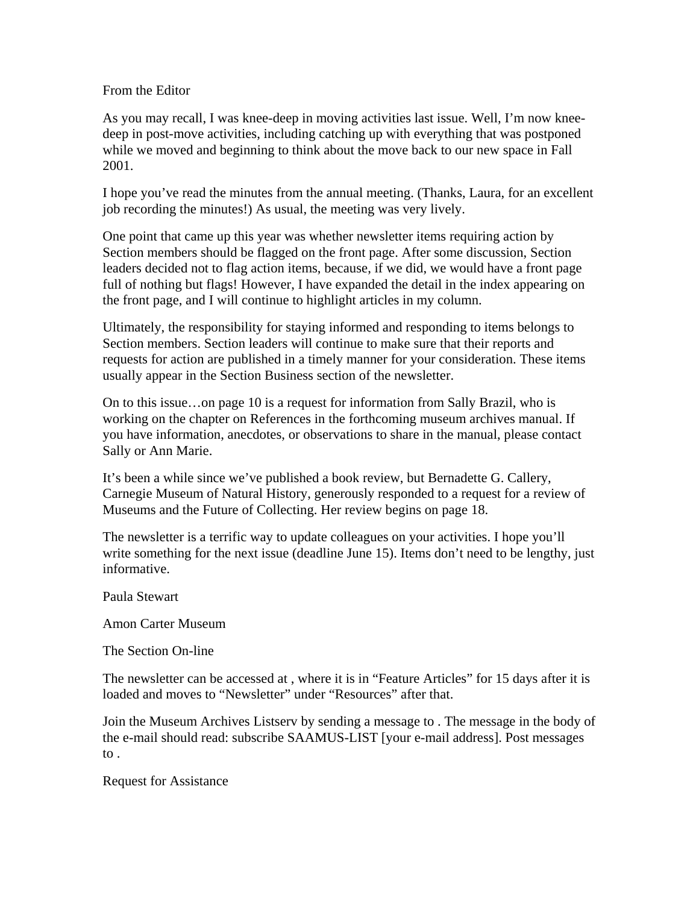## From the Editor

As you may recall, I was knee-deep in moving activities last issue. Well, I'm now knee-deep in post-move activities, including catching up with everything that was postponed while we moved and beginning to think about the move back to our new space in Fall 2001.

I hope you've read the minutes from the annual meeting. (Thanks, Laura, for an excellent job recording the minutes!) As usual, the meeting was very lively.

One point that came up this year was whether newsletter items requiring action by Section members should be flagged on the front page. After some discussion, Section leaders decided not to flag action items, because, if we did, we would have a front page full of nothing but flags! However, I have expanded the detail in the index appearing on the front page, and I will continue to highlight articles in my column.

Ultimately, the responsibility for staying informed and responding to items belongs to Section members. Section leaders will continue to make sure that their reports and requests for action are published in a timely manner for your consideration. These items usually appear in the Section Business section of the newsletter.

On to this issue…on page 10 is a request for information from Sally Brazil, who is working on the chapter on References in the forthcoming museum archives manual. If you have information, anecdotes, or observations to share in the manual, please contact Sally or Ann Marie.

It's been a while since we've published a book review, but Bernadette G. Callery, Carnegie Museum of Natural History, generously responded to a request for a review of Museums and the Future of Collecting. Her review begins on page 18.

The newsletter is a terrific way to update colleagues on your activities. I hope you'll write something for the next issue (deadline June 15). Items don't need to be lengthy, just informative.

Paula Stewart

Amon Carter Museum

## The Section On-line

The newsletter can be accessed at , where it is in "Feature Articles" for 15 days after it is loaded and moves to "Newsletter" under "Resources" after that.

Join the Museum Archives Listserv by sending a message to . The message in the body of the e-mail should read: subscribe SAAMUS-LIST [your e-mail address]. Post messages to .

## Request for Assistance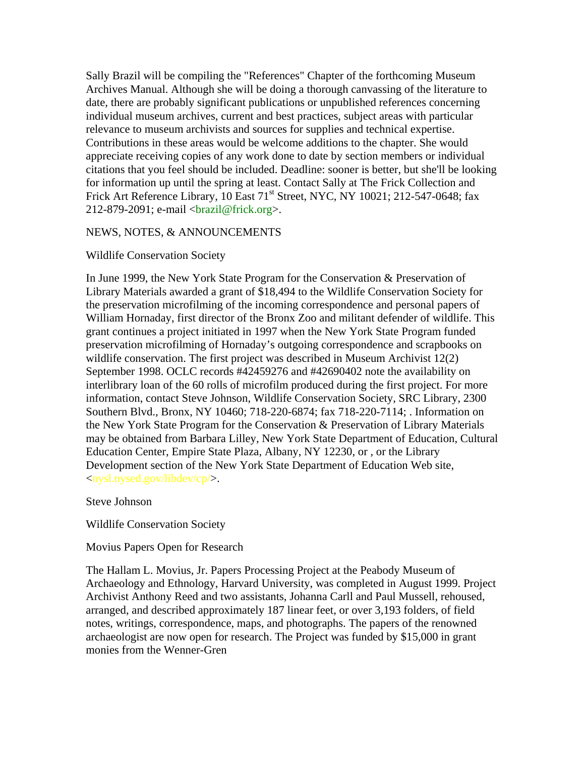Sally Brazil will be compiling the "References" Chapter of the forthcoming Museum Archives Manual. Although she will be doing a thorough canvassing of the literature to date, there are probably significant publications or unpublished references concerning individual museum archives, current and best practices, subject areas with particular relevance to museum archivists and sources for supplies and technical expertise. Contributions in these areas would be welcome additions to the chapter. She would appreciate receiving copies of any work done to date by section members or individual citations that you feel should be included. Deadline: sooner is better, but she'll be looking for information up until the spring at least. Contact Sally at The Frick Collection and Frick Art Reference Library, 10 East 71st Street, NYC, NY 10021; 212-547-0648; fax 212-879-2091; e-mail <brazil@frick.org>.

NEWS, NOTES, & ANNOUNCEMENTS

Wildlife Conservation Society

In June 1999, the New York State Program for the Conservation & Preservation of Library Materials awarded a grant of $18,494 to the Wildlife Conservation Society for the preservation microfilming of the incoming correspondence and personal papers of William Hornaday, first director of the Bronx Zoo and militant defender of wildlife. This grant continues a project initiated in 1997 when the New York State Program funded preservation microfilming of Hornaday's outgoing correspondence and scrapbooks on wildlife conservation. The first project was described in Museum Archivist 12(2) September 1998. OCLC records #42459276 and #42690402 note the availability on interlibrary loan of the 60 rolls of microfilm produced during the first project. For more information, contact Steve Johnson, Wildlife Conservation Society, SRC Library, 2300 Southern Blvd., Bronx, NY 10460; 718-220-6874; fax 718-220-7114; . Information on the New York State Program for the Conservation & Preservation of Library Materials may be obtained from Barbara Lilley, New York State Department of Education, Cultural Education Center, Empire State Plaza, Albany, NY 12230, or , or the Library Development section of the New York State Department of Education Web site, <nysl.nysed.gov/libdev/cp/>.

Steve Johnson

Wildlife Conservation Society

Movius Papers Open for Research

The Hallam L. Movius, Jr. Papers Processing Project at the Peabody Museum of Archaeology and Ethnology, Harvard University, was completed in August 1999. Project Archivist Anthony Reed and two assistants, Johanna Carll and Paul Mussell, rehoused, arranged, and described approximately 187 linear feet, or over 3,193 folders, of field notes, writings, correspondence, maps, and photographs. The papers of the renowned archaeologist are now open for research. The Project was funded by $15,000 in grant monies from the Wenner-Gren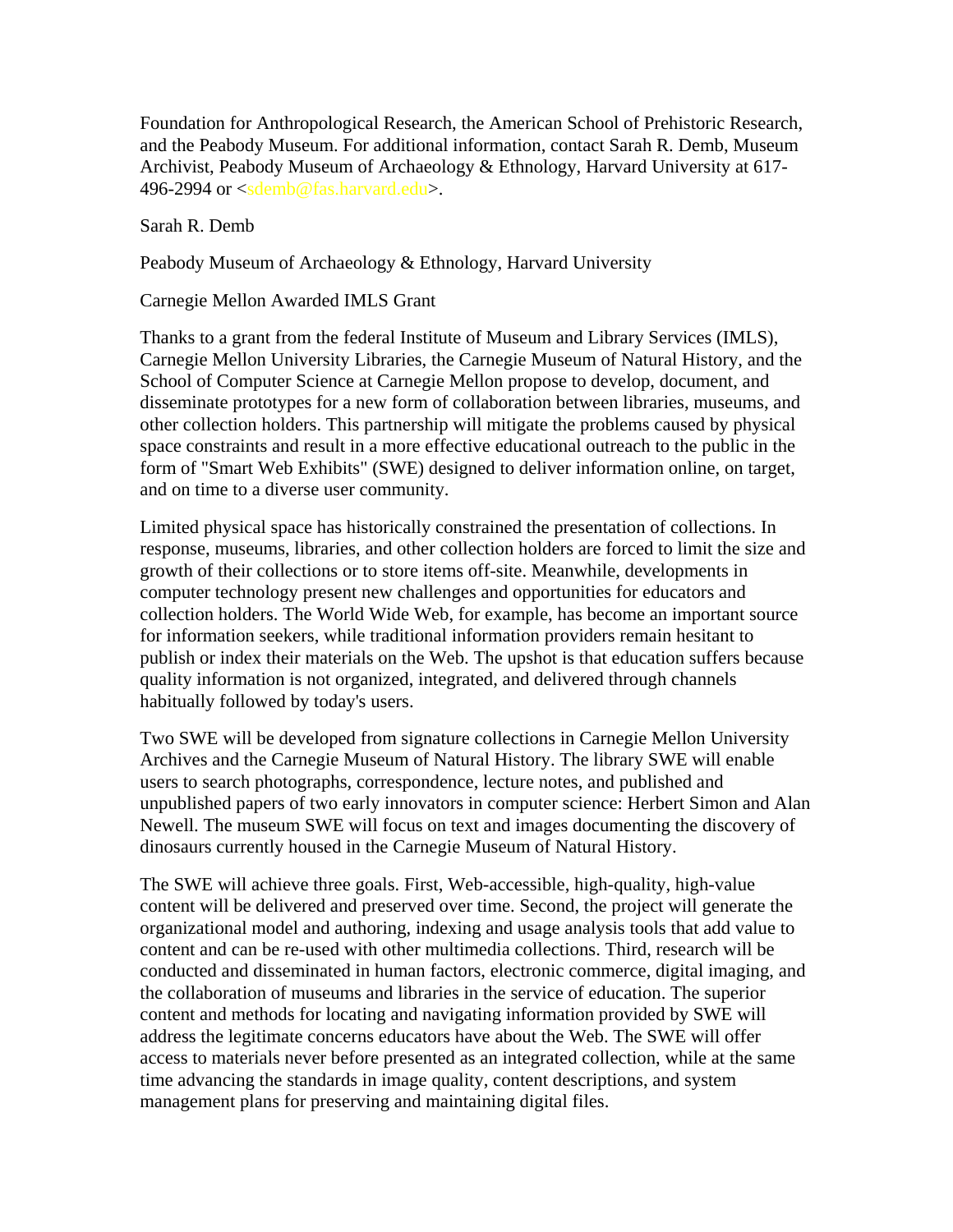Foundation for Anthropological Research, the American School of Prehistoric Research, and the Peabody Museum. For additional information, contact Sarah R. Demb, Museum Archivist, Peabody Museum of Archaeology & Ethnology, Harvard University at 617-496-2994 or <sdemb@fas.harvard.edu>.

Sarah R. Demb

Peabody Museum of Archaeology & Ethnology, Harvard University

Carnegie Mellon Awarded IMLS Grant

Thanks to a grant from the federal Institute of Museum and Library Services (IMLS), Carnegie Mellon University Libraries, the Carnegie Museum of Natural History, and the School of Computer Science at Carnegie Mellon propose to develop, document, and disseminate prototypes for a new form of collaboration between libraries, museums, and other collection holders. This partnership will mitigate the problems caused by physical space constraints and result in a more effective educational outreach to the public in the form of "Smart Web Exhibits" (SWE) designed to deliver information online, on target, and on time to a diverse user community.

Limited physical space has historically constrained the presentation of collections. In response, museums, libraries, and other collection holders are forced to limit the size and growth of their collections or to store items off-site. Meanwhile, developments in computer technology present new challenges and opportunities for educators and collection holders. The World Wide Web, for example, has become an important source for information seekers, while traditional information providers remain hesitant to publish or index their materials on the Web. The upshot is that education suffers because quality information is not organized, integrated, and delivered through channels habitually followed by today's users.

Two SWE will be developed from signature collections in Carnegie Mellon University Archives and the Carnegie Museum of Natural History. The library SWE will enable users to search photographs, correspondence, lecture notes, and published and unpublished papers of two early innovators in computer science: Herbert Simon and Alan Newell. The museum SWE will focus on text and images documenting the discovery of dinosaurs currently housed in the Carnegie Museum of Natural History.

The SWE will achieve three goals. First, Web-accessible, high-quality, high-value content will be delivered and preserved over time. Second, the project will generate the organizational model and authoring, indexing and usage analysis tools that add value to content and can be re-used with other multimedia collections. Third, research will be conducted and disseminated in human factors, electronic commerce, digital imaging, and the collaboration of museums and libraries in the service of education. The superior content and methods for locating and navigating information provided by SWE will address the legitimate concerns educators have about the Web. The SWE will offer access to materials never before presented as an integrated collection, while at the same time advancing the standards in image quality, content descriptions, and system management plans for preserving and maintaining digital files.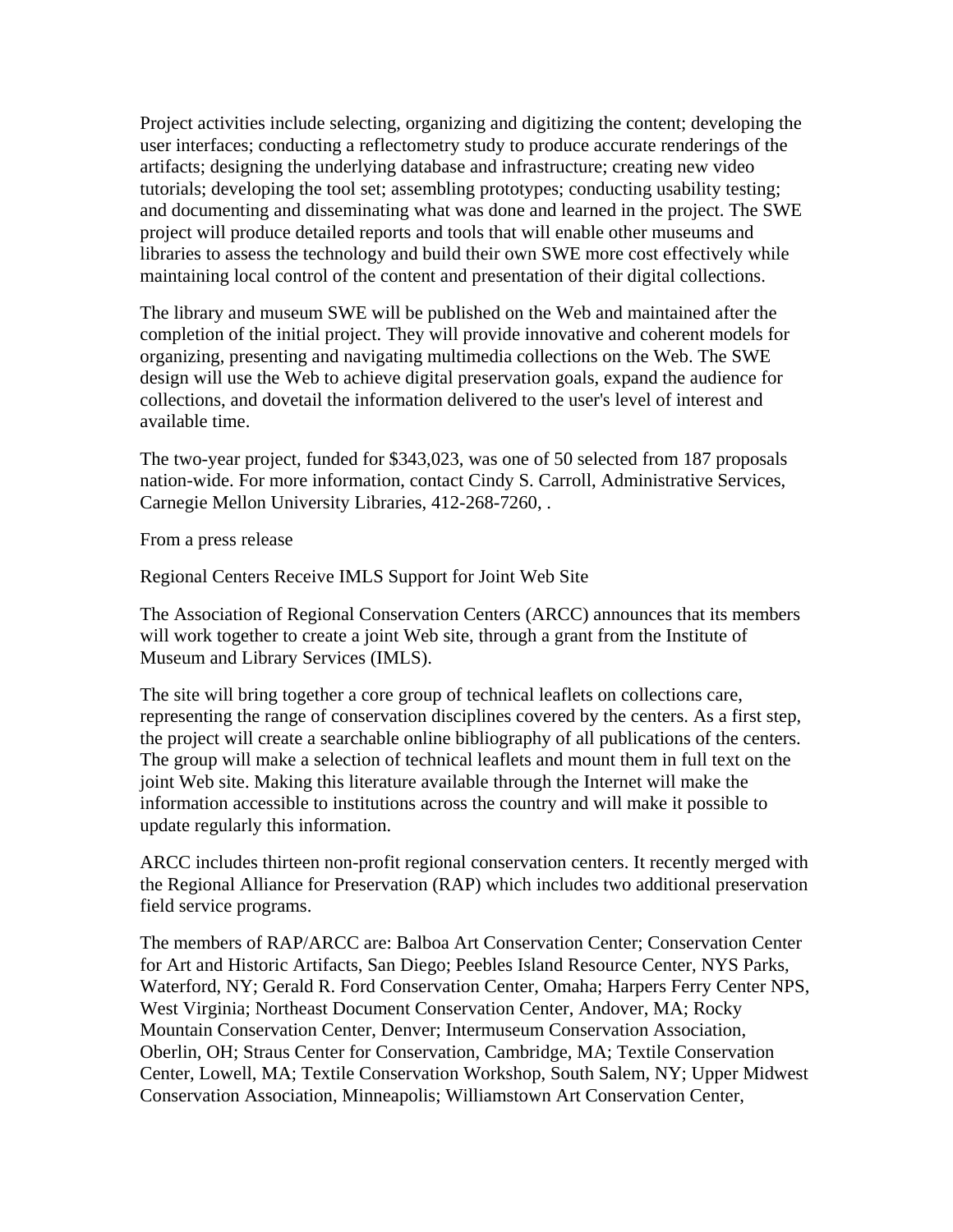Project activities include selecting, organizing and digitizing the content; developing the user interfaces; conducting a reflectometry study to produce accurate renderings of the artifacts; designing the underlying database and infrastructure; creating new video tutorials; developing the tool set; assembling prototypes; conducting usability testing; and documenting and disseminating what was done and learned in the project. The SWE project will produce detailed reports and tools that will enable other museums and libraries to assess the technology and build their own SWE more cost effectively while maintaining local control of the content and presentation of their digital collections.

The library and museum SWE will be published on the Web and maintained after the completion of the initial project. They will provide innovative and coherent models for organizing, presenting and navigating multimedia collections on the Web. The SWE design will use the Web to achieve digital preservation goals, expand the audience for collections, and dovetail the information delivered to the user's level of interest and available time.

The two-year project, funded for $343,023, was one of 50 selected from 187 proposals nation-wide. For more information, contact Cindy S. Carroll, Administrative Services, Carnegie Mellon University Libraries, 412-268-7260, .

From a press release

Regional Centers Receive IMLS Support for Joint Web Site

The Association of Regional Conservation Centers (ARCC) announces that its members will work together to create a joint Web site, through a grant from the Institute of Museum and Library Services (IMLS).

The site will bring together a core group of technical leaflets on collections care, representing the range of conservation disciplines covered by the centers. As a first step, the project will create a searchable online bibliography of all publications of the centers. The group will make a selection of technical leaflets and mount them in full text on the joint Web site. Making this literature available through the Internet will make the information accessible to institutions across the country and will make it possible to update regularly this information.

ARCC includes thirteen non-profit regional conservation centers. It recently merged with the Regional Alliance for Preservation (RAP) which includes two additional preservation field service programs.

The members of RAP/ARCC are: Balboa Art Conservation Center; Conservation Center for Art and Historic Artifacts, San Diego; Peebles Island Resource Center, NYS Parks, Waterford, NY; Gerald R. Ford Conservation Center, Omaha; Harpers Ferry Center NPS, West Virginia; Northeast Document Conservation Center, Andover, MA; Rocky Mountain Conservation Center, Denver; Intermuseum Conservation Association, Oberlin, OH; Straus Center for Conservation, Cambridge, MA; Textile Conservation Center, Lowell, MA; Textile Conservation Workshop, South Salem, NY; Upper Midwest Conservation Association, Minneapolis; Williamstown Art Conservation Center,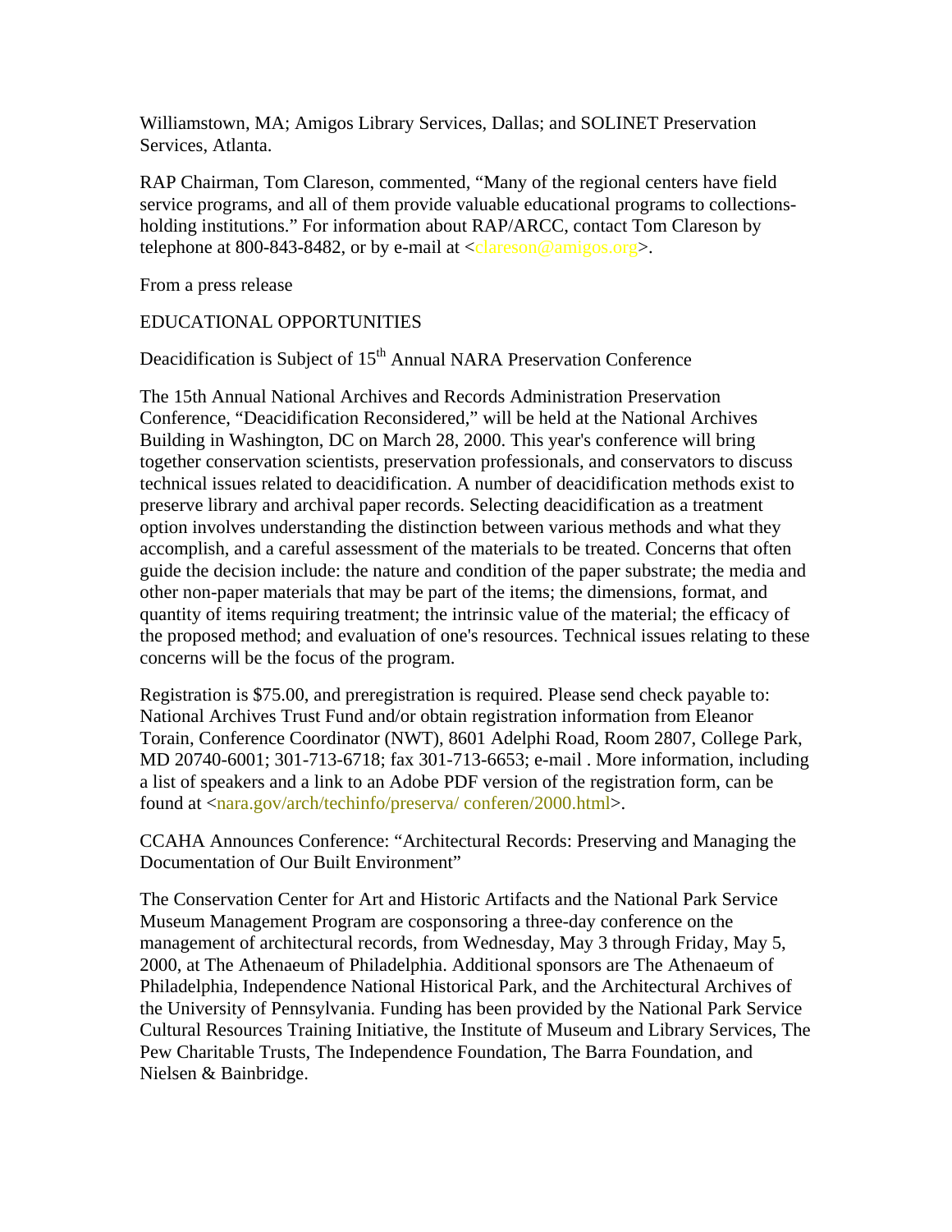Williamstown, MA; Amigos Library Services, Dallas; and SOLINET Preservation Services, Atlanta.

RAP Chairman, Tom Clareson, commented, “Many of the regional centers have field service programs, and all of them provide valuable educational programs to collections-holding institutions.” For information about RAP/ARCC, contact Tom Clareson by telephone at 800-843-8482, or by e-mail at <clareson@amigos.org>.

From a press release

## EDUCATIONAL OPPORTUNITIES

### Deacidification is Subject of 15th Annual NARA Preservation Conference

The 15th Annual National Archives and Records Administration Preservation Conference, “Deacidification Reconsidered,” will be held at the National Archives Building in Washington, DC on March 28, 2000. This year's conference will bring together conservation scientists, preservation professionals, and conservators to discuss technical issues related to deacidification. A number of deacidification methods exist to preserve library and archival paper records. Selecting deacidification as a treatment option involves understanding the distinction between various methods and what they accomplish, and a careful assessment of the materials to be treated. Concerns that often guide the decision include: the nature and condition of the paper substrate; the media and other non-paper materials that may be part of the items; the dimensions, format, and quantity of items requiring treatment; the intrinsic value of the material; the efficacy of the proposed method; and evaluation of one's resources. Technical issues relating to these concerns will be the focus of the program.

Registration is $75.00, and preregistration is required. Please send check payable to: National Archives Trust Fund and/or obtain registration information from Eleanor Torain, Conference Coordinator (NWT), 8601 Adelphi Road, Room 2807, College Park, MD 20740-6001; 301-713-6718; fax 301-713-6653; e-mail . More information, including a list of speakers and a link to an Adobe PDF version of the registration form, can be found at <nara.gov/arch/techinfo/preserva/ conferen/2000.html>.

### CCAHA Announces Conference: “Architectural Records: Preserving and Managing the Documentation of Our Built Environment”

The Conservation Center for Art and Historic Artifacts and the National Park Service Museum Management Program are cosponsoring a three-day conference on the management of architectural records, from Wednesday, May 3 through Friday, May 5, 2000, at The Athenaeum of Philadelphia. Additional sponsors are The Athenaeum of Philadelphia, Independence National Historical Park, and the Architectural Archives of the University of Pennsylvania. Funding has been provided by the National Park Service Cultural Resources Training Initiative, the Institute of Museum and Library Services, The Pew Charitable Trusts, The Independence Foundation, The Barra Foundation, and Nielsen & Bainbridge.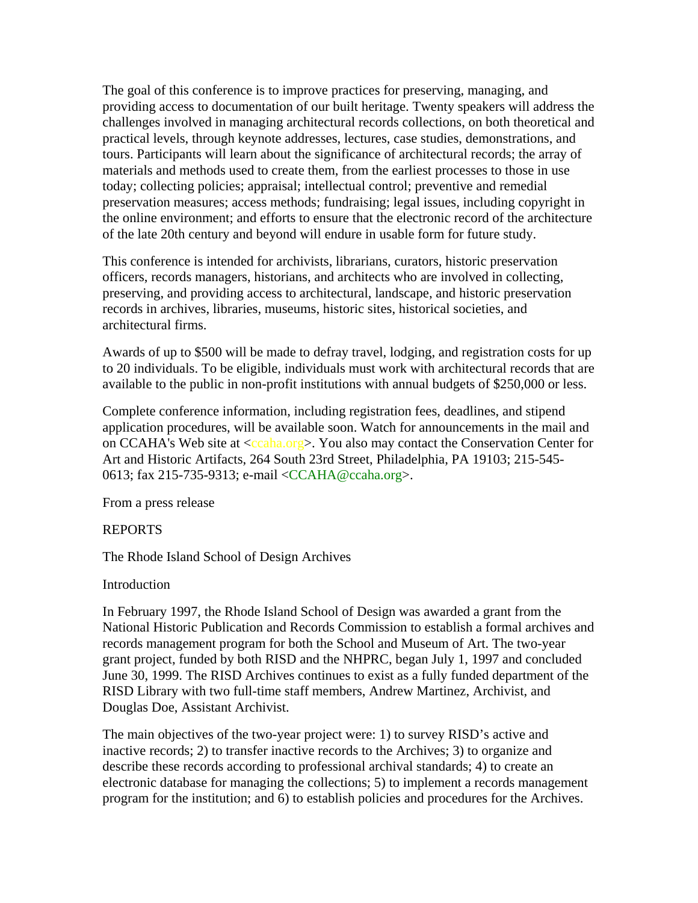The goal of this conference is to improve practices for preserving, managing, and providing access to documentation of our built heritage. Twenty speakers will address the challenges involved in managing architectural records collections, on both theoretical and practical levels, through keynote addresses, lectures, case studies, demonstrations, and tours. Participants will learn about the significance of architectural records; the array of materials and methods used to create them, from the earliest processes to those in use today; collecting policies; appraisal; intellectual control; preventive and remedial preservation measures; access methods; fundraising; legal issues, including copyright in the online environment; and efforts to ensure that the electronic record of the architecture of the late 20th century and beyond will endure in usable form for future study.

This conference is intended for archivists, librarians, curators, historic preservation officers, records managers, historians, and architects who are involved in collecting, preserving, and providing access to architectural, landscape, and historic preservation records in archives, libraries, museums, historic sites, historical societies, and architectural firms.

Awards of up to $500 will be made to defray travel, lodging, and registration costs for up to 20 individuals. To be eligible, individuals must work with architectural records that are available to the public in non-profit institutions with annual budgets of $250,000 or less.

Complete conference information, including registration fees, deadlines, and stipend application procedures, will be available soon. Watch for announcements in the mail and on CCAHA's Web site at <ccaha.org>. You also may contact the Conservation Center for Art and Historic Artifacts, 264 South 23rd Street, Philadelphia, PA 19103; 215-545-0613; fax 215-735-9313; e-mail <CCAHA@ccaha.org>.

From a press release

## REPORTS

### The Rhode Island School of Design Archives

#### Introduction

In February 1997, the Rhode Island School of Design was awarded a grant from the National Historic Publication and Records Commission to establish a formal archives and records management program for both the School and Museum of Art. The two-year grant project, funded by both RISD and the NHPRC, began July 1, 1997 and concluded June 30, 1999. The RISD Archives continues to exist as a fully funded department of the RISD Library with two full-time staff members, Andrew Martinez, Archivist, and Douglas Doe, Assistant Archivist.

The main objectives of the two-year project were: 1) to survey RISD's active and inactive records; 2) to transfer inactive records to the Archives; 3) to organize and describe these records according to professional archival standards; 4) to create an electronic database for managing the collections; 5) to implement a records management program for the institution; and 6) to establish policies and procedures for the Archives.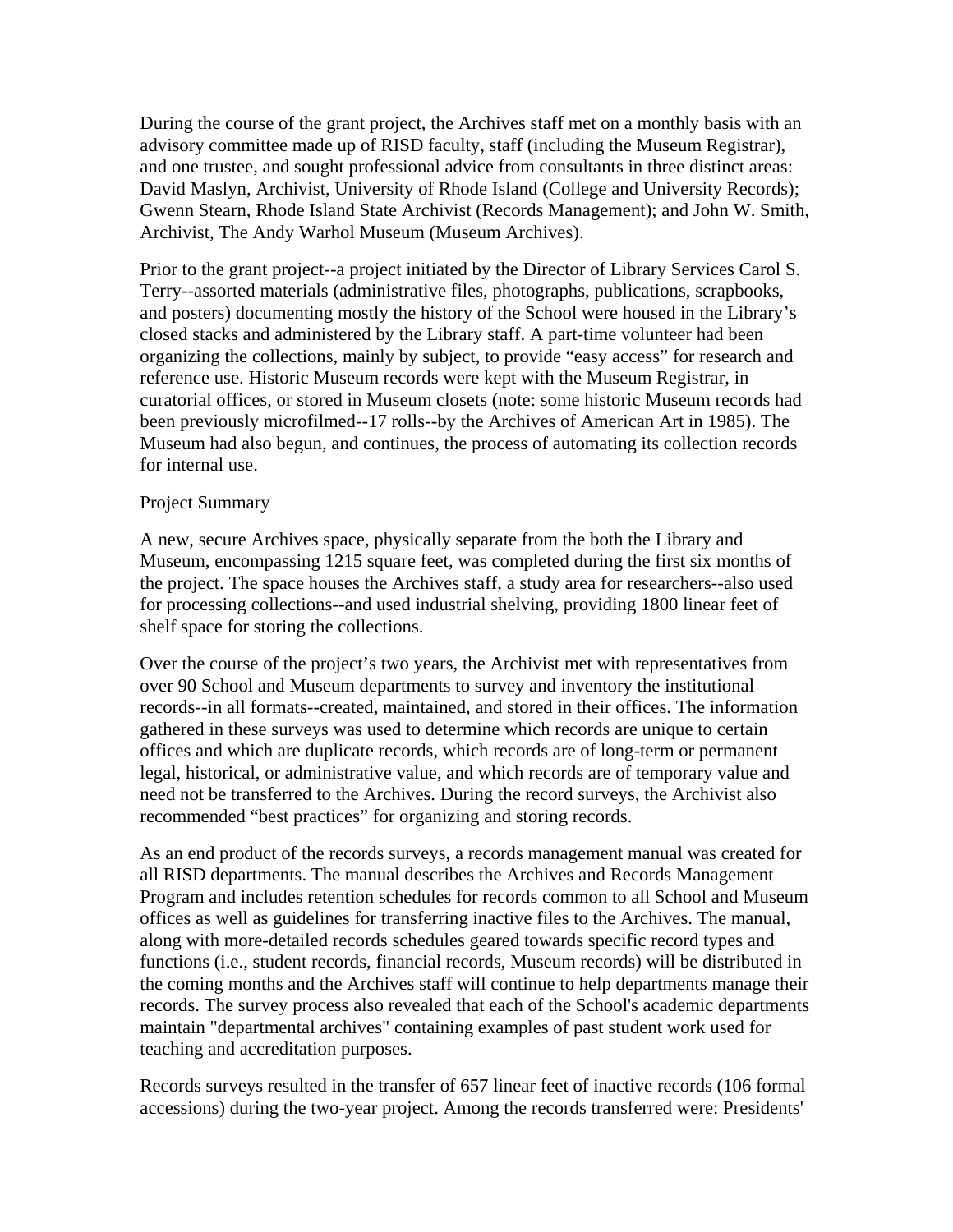During the course of the grant project, the Archives staff met on a monthly basis with an advisory committee made up of RISD faculty, staff (including the Museum Registrar), and one trustee, and sought professional advice from consultants in three distinct areas: David Maslyn, Archivist, University of Rhode Island (College and University Records); Gwenn Stearn, Rhode Island State Archivist (Records Management); and John W. Smith, Archivist, The Andy Warhol Museum (Museum Archives).

Prior to the grant project--a project initiated by the Director of Library Services Carol S. Terry--assorted materials (administrative files, photographs, publications, scrapbooks, and posters) documenting mostly the history of the School were housed in the Library's closed stacks and administered by the Library staff. A part-time volunteer had been organizing the collections, mainly by subject, to provide "easy access" for research and reference use. Historic Museum records were kept with the Museum Registrar, in curatorial offices, or stored in Museum closets (note: some historic Museum records had been previously microfilmed--17 rolls--by the Archives of American Art in 1985). The Museum had also begun, and continues, the process of automating its collection records for internal use.

Project Summary

A new, secure Archives space, physically separate from the both the Library and Museum, encompassing 1215 square feet, was completed during the first six months of the project. The space houses the Archives staff, a study area for researchers--also used for processing collections--and used industrial shelving, providing 1800 linear feet of shelf space for storing the collections.

Over the course of the project's two years, the Archivist met with representatives from over 90 School and Museum departments to survey and inventory the institutional records--in all formats--created, maintained, and stored in their offices. The information gathered in these surveys was used to determine which records are unique to certain offices and which are duplicate records, which records are of long-term or permanent legal, historical, or administrative value, and which records are of temporary value and need not be transferred to the Archives. During the record surveys, the Archivist also recommended "best practices" for organizing and storing records.

As an end product of the records surveys, a records management manual was created for all RISD departments. The manual describes the Archives and Records Management Program and includes retention schedules for records common to all School and Museum offices as well as guidelines for transferring inactive files to the Archives. The manual, along with more-detailed records schedules geared towards specific record types and functions (i.e., student records, financial records, Museum records) will be distributed in the coming months and the Archives staff will continue to help departments manage their records. The survey process also revealed that each of the School's academic departments maintain "departmental archives" containing examples of past student work used for teaching and accreditation purposes.

Records surveys resulted in the transfer of 657 linear feet of inactive records (106 formal accessions) during the two-year project. Among the records transferred were: Presidents'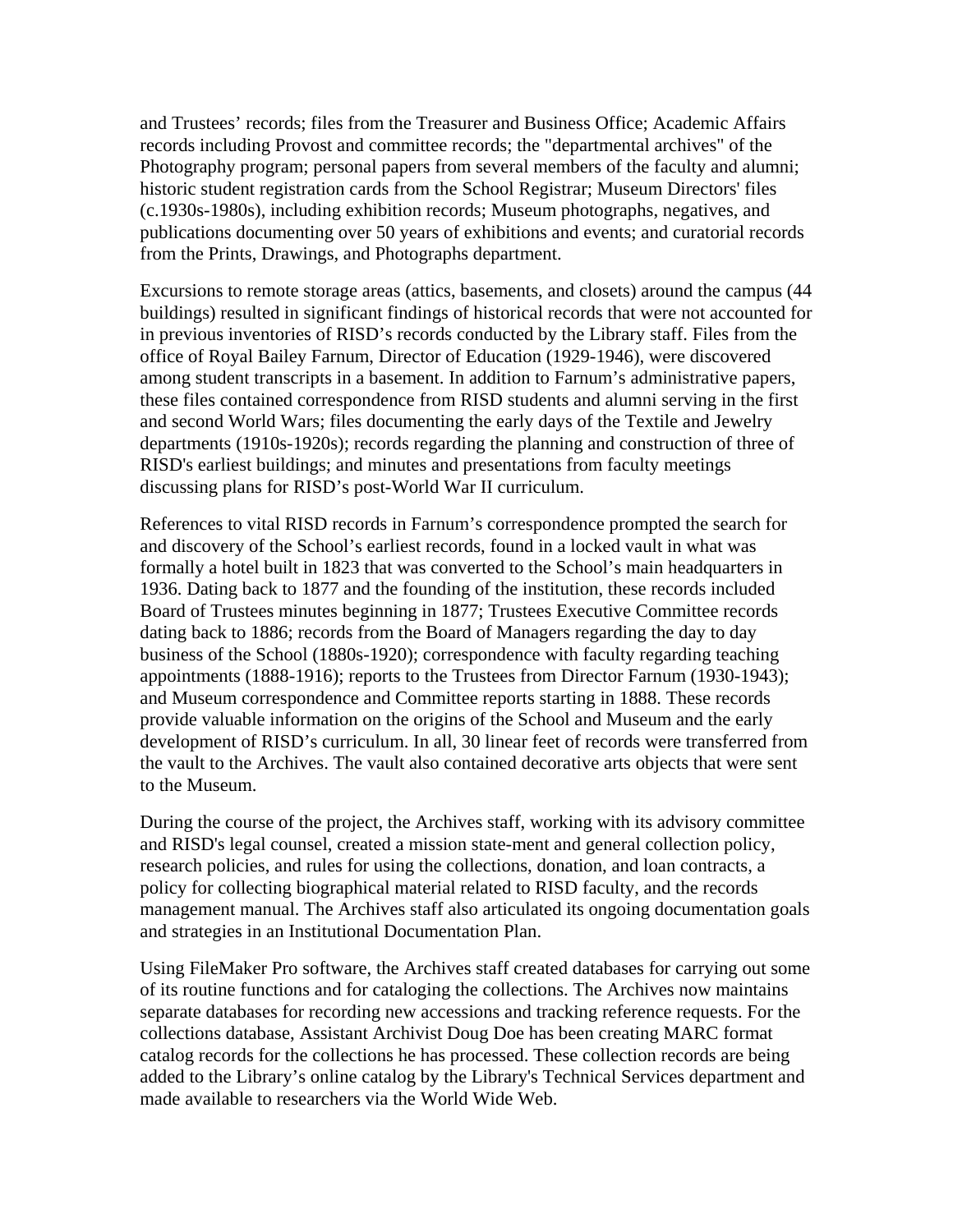and Trustees' records; files from the Treasurer and Business Office; Academic Affairs records including Provost and committee records; the "departmental archives" of the Photography program; personal papers from several members of the faculty and alumni; historic student registration cards from the School Registrar; Museum Directors' files (c.1930s-1980s), including exhibition records; Museum photographs, negatives, and publications documenting over 50 years of exhibitions and events; and curatorial records from the Prints, Drawings, and Photographs department.

Excursions to remote storage areas (attics, basements, and closets) around the campus (44 buildings) resulted in significant findings of historical records that were not accounted for in previous inventories of RISD's records conducted by the Library staff. Files from the office of Royal Bailey Farnum, Director of Education (1929-1946), were discovered among student transcripts in a basement. In addition to Farnum's administrative papers, these files contained correspondence from RISD students and alumni serving in the first and second World Wars; files documenting the early days of the Textile and Jewelry departments (1910s-1920s); records regarding the planning and construction of three of RISD's earliest buildings; and minutes and presentations from faculty meetings discussing plans for RISD's post-World War II curriculum.

References to vital RISD records in Farnum's correspondence prompted the search for and discovery of the School's earliest records, found in a locked vault in what was formally a hotel built in 1823 that was converted to the School's main headquarters in 1936. Dating back to 1877 and the founding of the institution, these records included Board of Trustees minutes beginning in 1877; Trustees Executive Committee records dating back to 1886; records from the Board of Managers regarding the day to day business of the School (1880s-1920); correspondence with faculty regarding teaching appointments (1888-1916); reports to the Trustees from Director Farnum (1930-1943); and Museum correspondence and Committee reports starting in 1888. These records provide valuable information on the origins of the School and Museum and the early development of RISD's curriculum. In all, 30 linear feet of records were transferred from the vault to the Archives. The vault also contained decorative arts objects that were sent to the Museum.

During the course of the project, the Archives staff, working with its advisory committee and RISD's legal counsel, created a mission state-ment and general collection policy, research policies, and rules for using the collections, donation, and loan contracts, a policy for collecting biographical material related to RISD faculty, and the records management manual. The Archives staff also articulated its ongoing documentation goals and strategies in an Institutional Documentation Plan.

Using FileMaker Pro software, the Archives staff created databases for carrying out some of its routine functions and for cataloging the collections. The Archives now maintains separate databases for recording new accessions and tracking reference requests. For the collections database, Assistant Archivist Doug Doe has been creating MARC format catalog records for the collections he has processed. These collection records are being added to the Library's online catalog by the Library's Technical Services department and made available to researchers via the World Wide Web.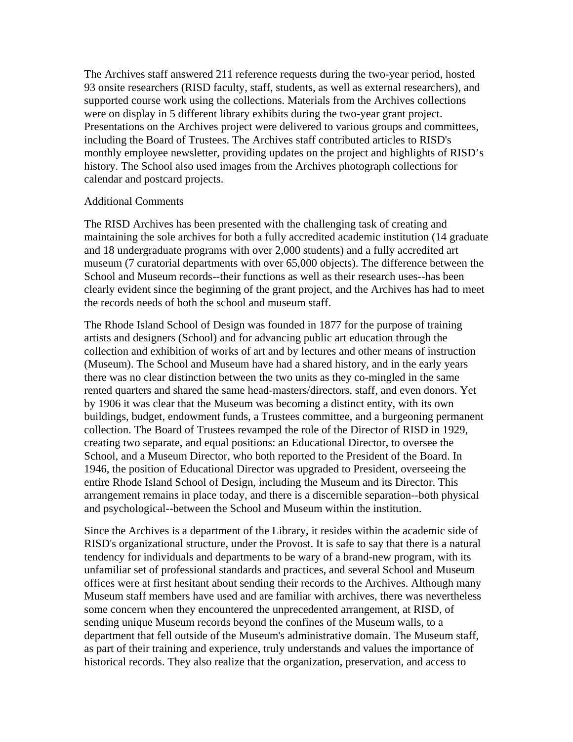The Archives staff answered 211 reference requests during the two-year period, hosted 93 onsite researchers (RISD faculty, staff, students, as well as external researchers), and supported course work using the collections. Materials from the Archives collections were on display in 5 different library exhibits during the two-year grant project. Presentations on the Archives project were delivered to various groups and committees, including the Board of Trustees. The Archives staff contributed articles to RISD's monthly employee newsletter, providing updates on the project and highlights of RISD's history. The School also used images from the Archives photograph collections for calendar and postcard projects.

Additional Comments

The RISD Archives has been presented with the challenging task of creating and maintaining the sole archives for both a fully accredited academic institution (14 graduate and 18 undergraduate programs with over 2,000 students) and a fully accredited art museum (7 curatorial departments with over 65,000 objects). The difference between the School and Museum records--their functions as well as their research uses--has been clearly evident since the beginning of the grant project, and the Archives has had to meet the records needs of both the school and museum staff.

The Rhode Island School of Design was founded in 1877 for the purpose of training artists and designers (School) and for advancing public art education through the collection and exhibition of works of art and by lectures and other means of instruction (Museum). The School and Museum have had a shared history, and in the early years there was no clear distinction between the two units as they co-mingled in the same rented quarters and shared the same head-masters/directors, staff, and even donors. Yet by 1906 it was clear that the Museum was becoming a distinct entity, with its own buildings, budget, endowment funds, a Trustees committee, and a burgeoning permanent collection. The Board of Trustees revamped the role of the Director of RISD in 1929, creating two separate, and equal positions: an Educational Director, to oversee the School, and a Museum Director, who both reported to the President of the Board. In 1946, the position of Educational Director was upgraded to President, overseeing the entire Rhode Island School of Design, including the Museum and its Director. This arrangement remains in place today, and there is a discernible separation--both physical and psychological--between the School and Museum within the institution.

Since the Archives is a department of the Library, it resides within the academic side of RISD's organizational structure, under the Provost. It is safe to say that there is a natural tendency for individuals and departments to be wary of a brand-new program, with its unfamiliar set of professional standards and practices, and several School and Museum offices were at first hesitant about sending their records to the Archives. Although many Museum staff members have used and are familiar with archives, there was nevertheless some concern when they encountered the unprecedented arrangement, at RISD, of sending unique Museum records beyond the confines of the Museum walls, to a department that fell outside of the Museum's administrative domain. The Museum staff, as part of their training and experience, truly understands and values the importance of historical records. They also realize that the organization, preservation, and access to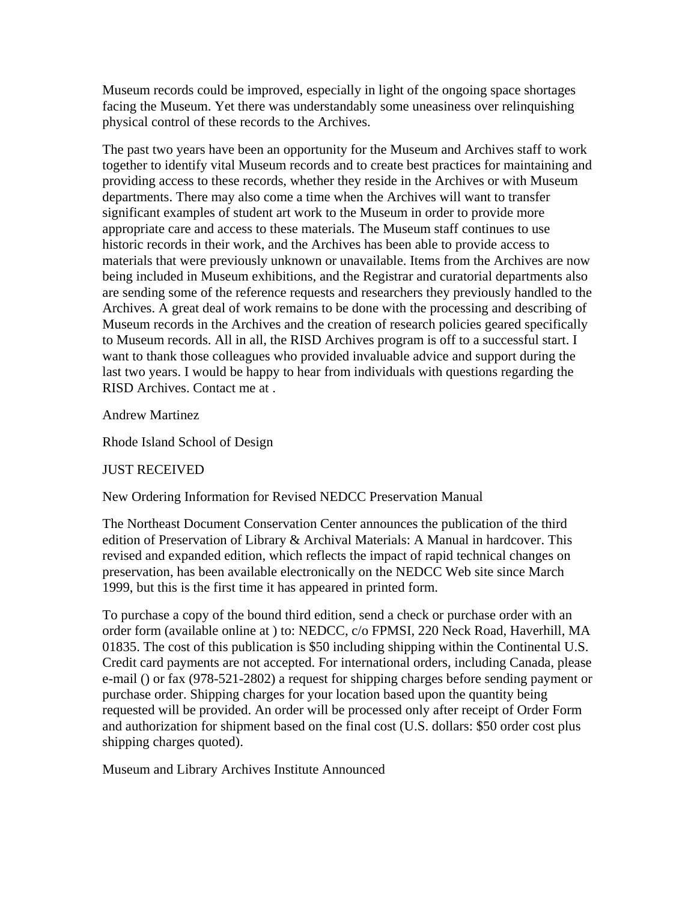Museum records could be improved, especially in light of the ongoing space shortages facing the Museum. Yet there was understandably some uneasiness over relinquishing physical control of these records to the Archives.

The past two years have been an opportunity for the Museum and Archives staff to work together to identify vital Museum records and to create best practices for maintaining and providing access to these records, whether they reside in the Archives or with Museum departments. There may also come a time when the Archives will want to transfer significant examples of student art work to the Museum in order to provide more appropriate care and access to these materials. The Museum staff continues to use historic records in their work, and the Archives has been able to provide access to materials that were previously unknown or unavailable. Items from the Archives are now being included in Museum exhibitions, and the Registrar and curatorial departments also are sending some of the reference requests and researchers they previously handled to the Archives. A great deal of work remains to be done with the processing and describing of Museum records in the Archives and the creation of research policies geared specifically to Museum records. All in all, the RISD Archives program is off to a successful start. I want to thank those colleagues who provided invaluable advice and support during the last two years. I would be happy to hear from individuals with questions regarding the RISD Archives. Contact me at .

Andrew Martinez

Rhode Island School of Design

## JUST RECEIVED

### New Ordering Information for Revised NEDCC Preservation Manual

The Northeast Document Conservation Center announces the publication of the third edition of Preservation of Library & Archival Materials: A Manual in hardcover. This revised and expanded edition, which reflects the impact of rapid technical changes on preservation, has been available electronically on the NEDCC Web site since March 1999, but this is the first time it has appeared in printed form.

To purchase a copy of the bound third edition, send a check or purchase order with an order form (available online at ) to: NEDCC, c/o FPMSI, 220 Neck Road, Haverhill, MA 01835. The cost of this publication is $50 including shipping within the Continental U.S. Credit card payments are not accepted. For international orders, including Canada, please e-mail () or fax (978-521-2802) a request for shipping charges before sending payment or purchase order. Shipping charges for your location based upon the quantity being requested will be provided. An order will be processed only after receipt of Order Form and authorization for shipment based on the final cost (U.S. dollars: $50 order cost plus shipping charges quoted).

### Museum and Library Archives Institute Announced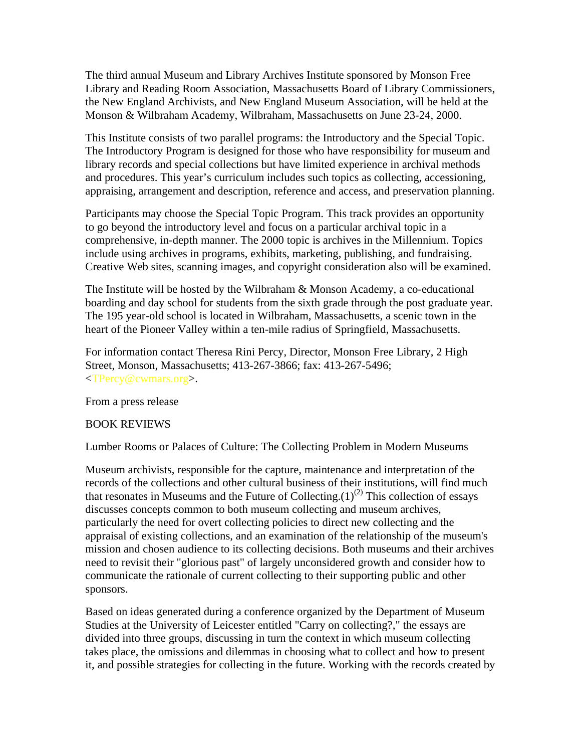The third annual Museum and Library Archives Institute sponsored by Monson Free Library and Reading Room Association, Massachusetts Board of Library Commissioners, the New England Archivists, and New England Museum Association, will be held at the Monson & Wilbraham Academy, Wilbraham, Massachusetts on June 23-24, 2000.

This Institute consists of two parallel programs: the Introductory and the Special Topic. The Introductory Program is designed for those who have responsibility for museum and library records and special collections but have limited experience in archival methods and procedures. This year's curriculum includes such topics as collecting, accessioning, appraising, arrangement and description, reference and access, and preservation planning.

Participants may choose the Special Topic Program. This track provides an opportunity to go beyond the introductory level and focus on a particular archival topic in a comprehensive, in-depth manner. The 2000 topic is archives in the Millennium. Topics include using archives in programs, exhibits, marketing, publishing, and fundraising. Creative Web sites, scanning images, and copyright consideration also will be examined.

The Institute will be hosted by the Wilbraham & Monson Academy, a co-educational boarding and day school for students from the sixth grade through the post graduate year. The 195 year-old school is located in Wilbraham, Massachusetts, a scenic town in the heart of the Pioneer Valley within a ten-mile radius of Springfield, Massachusetts.

For information contact Theresa Rini Percy, Director, Monson Free Library, 2 High Street, Monson, Massachusetts; 413-267-3866; fax: 413-267-5496; <TPercy@cwmars.org>.

From a press release

## BOOK REVIEWS

### Lumber Rooms or Palaces of Culture: The Collecting Problem in Modern Museums

Museum archivists, responsible for the capture, maintenance and interpretation of the records of the collections and other cultural business of their institutions, will find much that resonates in Museums and the Future of Collecting.(1)[2] This collection of essays discusses concepts common to both museum collecting and museum archives, particularly the need for overt collecting policies to direct new collecting and the appraisal of existing collections, and an examination of the relationship of the museum's mission and chosen audience to its collecting decisions. Both museums and their archives need to revisit their "glorious past" of largely unconsidered growth and consider how to communicate the rationale of current collecting to their supporting public and other sponsors.

Based on ideas generated during a conference organized by the Department of Museum Studies at the University of Leicester entitled "Carry on collecting?," the essays are divided into three groups, discussing in turn the context in which museum collecting takes place, the omissions and dilemmas in choosing what to collect and how to present it, and possible strategies for collecting in the future. Working with the records created by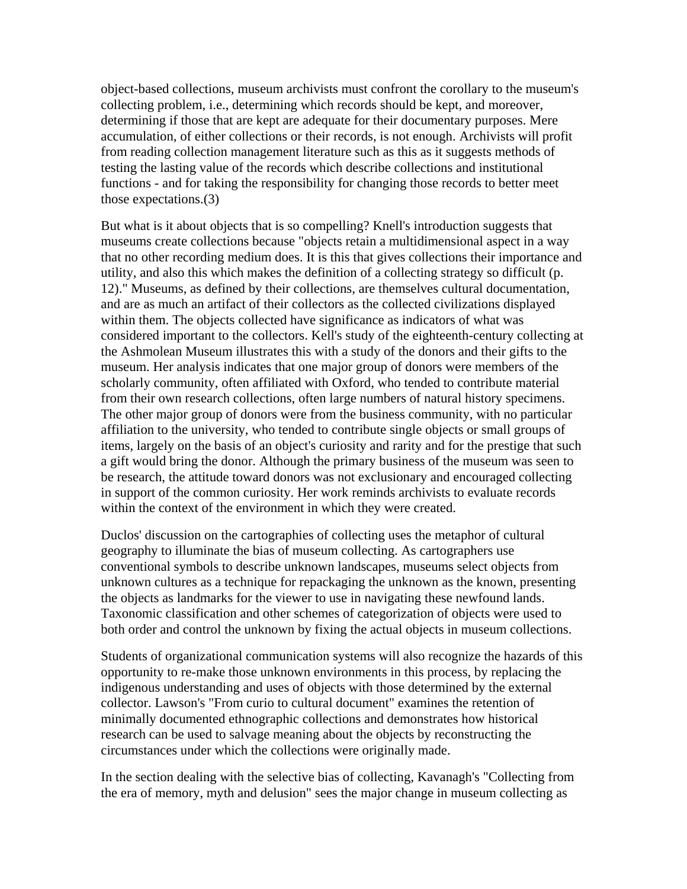object-based collections, museum archivists must confront the corollary to the museum's collecting problem, i.e., determining which records should be kept, and moreover, determining if those that are kept are adequate for their documentary purposes. Mere accumulation, of either collections or their records, is not enough. Archivists will profit from reading collection management literature such as this as it suggests methods of testing the lasting value of the records which describe collections and institutional functions - and for taking the responsibility for changing those records to better meet those expectations.(3)

But what is it about objects that is so compelling? Knell's introduction suggests that museums create collections because "objects retain a multidimensional aspect in a way that no other recording medium does. It is this that gives collections their importance and utility, and also this which makes the definition of a collecting strategy so difficult (p. 12)." Museums, as defined by their collections, are themselves cultural documentation, and are as much an artifact of their collectors as the collected civilizations displayed within them. The objects collected have significance as indicators of what was considered important to the collectors. Kell's study of the eighteenth-century collecting at the Ashmolean Museum illustrates this with a study of the donors and their gifts to the museum. Her analysis indicates that one major group of donors were members of the scholarly community, often affiliated with Oxford, who tended to contribute material from their own research collections, often large numbers of natural history specimens. The other major group of donors were from the business community, with no particular affiliation to the university, who tended to contribute single objects or small groups of items, largely on the basis of an object's curiosity and rarity and for the prestige that such a gift would bring the donor. Although the primary business of the museum was seen to be research, the attitude toward donors was not exclusionary and encouraged collecting in support of the common curiosity. Her work reminds archivists to evaluate records within the context of the environment in which they were created.

Duclos' discussion on the cartographies of collecting uses the metaphor of cultural geography to illuminate the bias of museum collecting. As cartographers use conventional symbols to describe unknown landscapes, museums select objects from unknown cultures as a technique for repackaging the unknown as the known, presenting the objects as landmarks for the viewer to use in navigating these newfound lands. Taxonomic classification and other schemes of categorization of objects were used to both order and control the unknown by fixing the actual objects in museum collections.

Students of organizational communication systems will also recognize the hazards of this opportunity to re-make those unknown environments in this process, by replacing the indigenous understanding and uses of objects with those determined by the external collector. Lawson's "From curio to cultural document" examines the retention of minimally documented ethnographic collections and demonstrates how historical research can be used to salvage meaning about the objects by reconstructing the circumstances under which the collections were originally made.

In the section dealing with the selective bias of collecting, Kavanagh's "Collecting from the era of memory, myth and delusion" sees the major change in museum collecting as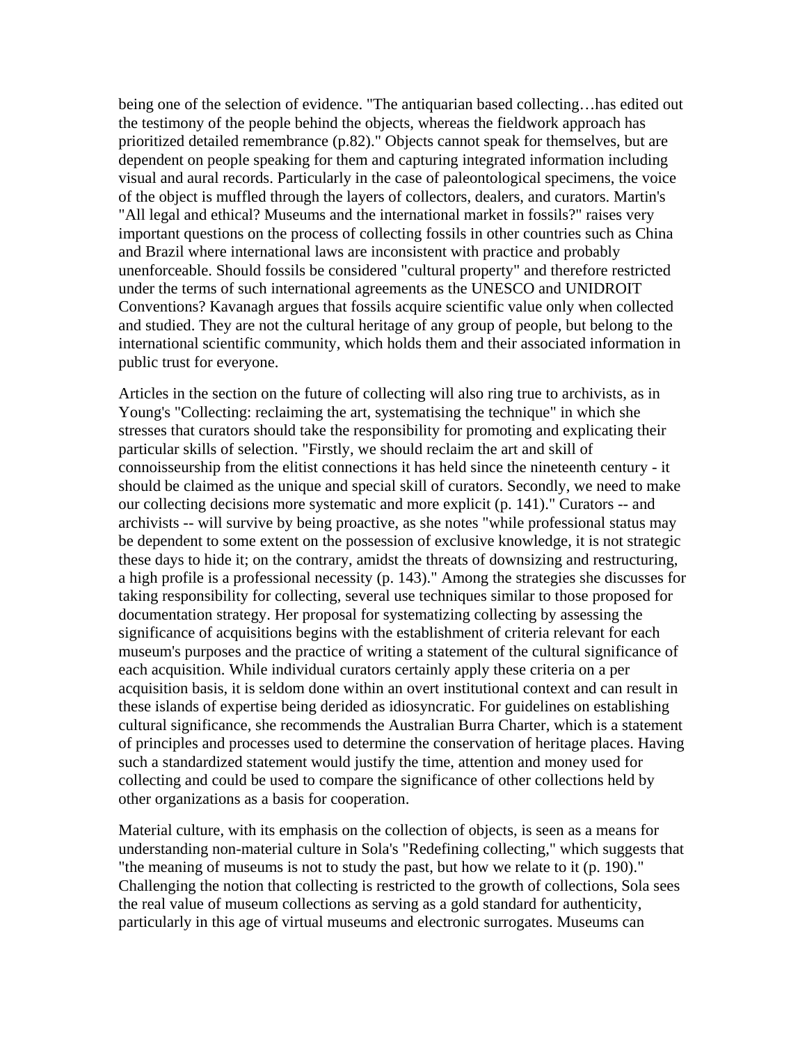being one of the selection of evidence. "The antiquarian based collecting…has edited out the testimony of the people behind the objects, whereas the fieldwork approach has prioritized detailed remembrance (p.82)." Objects cannot speak for themselves, but are dependent on people speaking for them and capturing integrated information including visual and aural records. Particularly in the case of paleontological specimens, the voice of the object is muffled through the layers of collectors, dealers, and curators. Martin's "All legal and ethical? Museums and the international market in fossils?" raises very important questions on the process of collecting fossils in other countries such as China and Brazil where international laws are inconsistent with practice and probably unenforceable. Should fossils be considered "cultural property" and therefore restricted under the terms of such international agreements as the UNESCO and UNIDROIT Conventions? Kavanagh argues that fossils acquire scientific value only when collected and studied. They are not the cultural heritage of any group of people, but belong to the international scientific community, which holds them and their associated information in public trust for everyone.

Articles in the section on the future of collecting will also ring true to archivists, as in Young's "Collecting: reclaiming the art, systematising the technique" in which she stresses that curators should take the responsibility for promoting and explicating their particular skills of selection. "Firstly, we should reclaim the art and skill of connoisseurship from the elitist connections it has held since the nineteenth century - it should be claimed as the unique and special skill of curators. Secondly, we need to make our collecting decisions more systematic and more explicit (p. 141)." Curators -- and archivists -- will survive by being proactive, as she notes "while professional status may be dependent to some extent on the possession of exclusive knowledge, it is not strategic these days to hide it; on the contrary, amidst the threats of downsizing and restructuring, a high profile is a professional necessity (p. 143)." Among the strategies she discusses for taking responsibility for collecting, several use techniques similar to those proposed for documentation strategy. Her proposal for systematizing collecting by assessing the significance of acquisitions begins with the establishment of criteria relevant for each museum's purposes and the practice of writing a statement of the cultural significance of each acquisition. While individual curators certainly apply these criteria on a per acquisition basis, it is seldom done within an overt institutional context and can result in these islands of expertise being derided as idiosyncratic. For guidelines on establishing cultural significance, she recommends the Australian Burra Charter, which is a statement of principles and processes used to determine the conservation of heritage places. Having such a standardized statement would justify the time, attention and money used for collecting and could be used to compare the significance of other collections held by other organizations as a basis for cooperation.

Material culture, with its emphasis on the collection of objects, is seen as a means for understanding non-material culture in Sola's "Redefining collecting," which suggests that "the meaning of museums is not to study the past, but how we relate to it (p. 190)." Challenging the notion that collecting is restricted to the growth of collections, Sola sees the real value of museum collections as serving as a gold standard for authenticity, particularly in this age of virtual museums and electronic surrogates. Museums can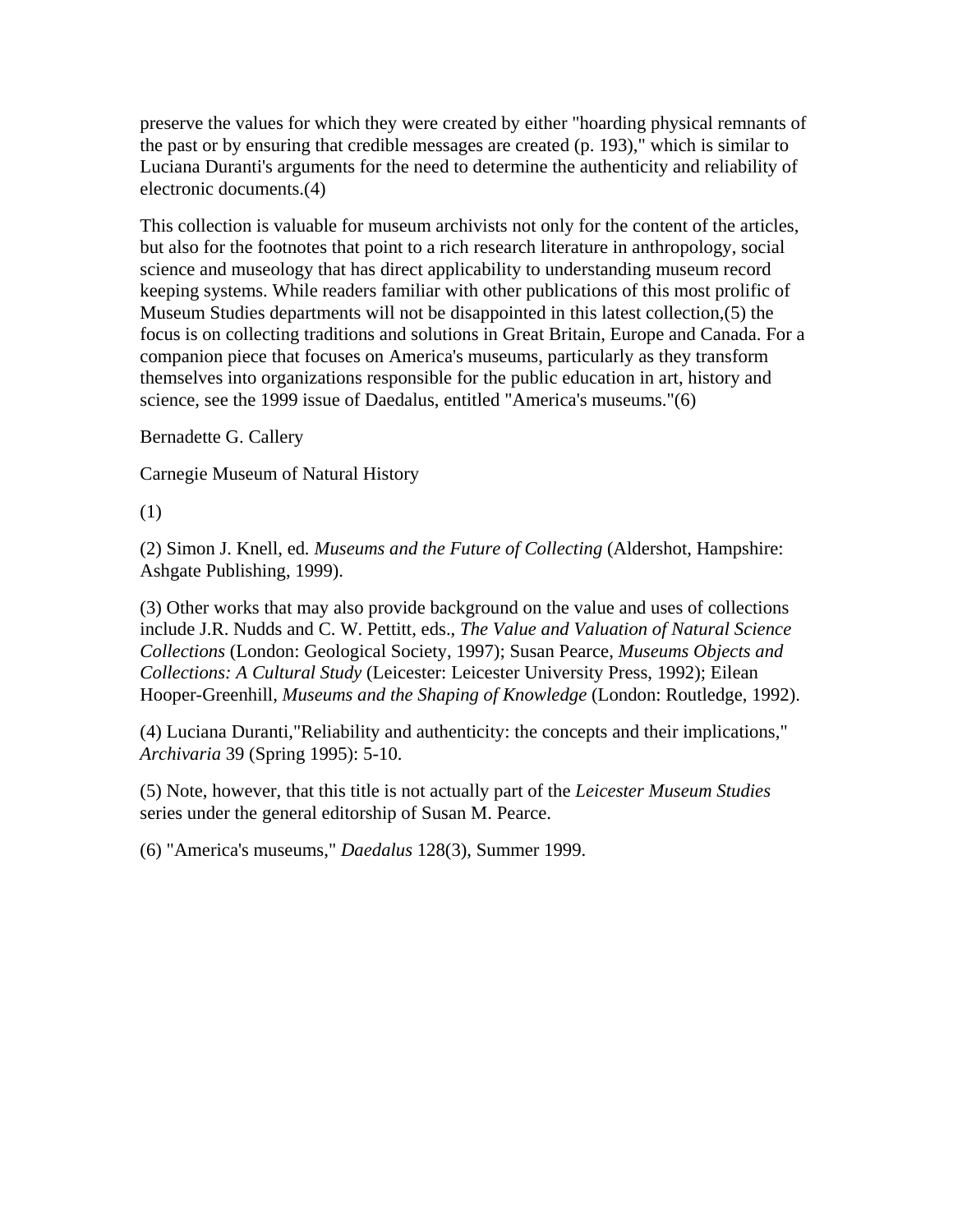preserve the values for which they were created by either "hoarding physical remnants of the past or by ensuring that credible messages are created (p. 193)," which is similar to Luciana Duranti's arguments for the need to determine the authenticity and reliability of electronic documents.(4)

This collection is valuable for museum archivists not only for the content of the articles, but also for the footnotes that point to a rich research literature in anthropology, social science and museology that has direct applicability to understanding museum record keeping systems. While readers familiar with other publications of this most prolific of Museum Studies departments will not be disappointed in this latest collection,(5) the focus is on collecting traditions and solutions in Great Britain, Europe and Canada. For a companion piece that focuses on America's museums, particularly as they transform themselves into organizations responsible for the public education in art, history and science, see the 1999 issue of Daedalus, entitled "America's museums."(6)

Bernadette G. Callery

Carnegie Museum of Natural History

(1)

(2) Simon J. Knell, ed. *Museums and the Future of Collecting* (Aldershot, Hampshire: Ashgate Publishing, 1999).

(3) Other works that may also provide background on the value and uses of collections include J.R. Nudds and C. W. Pettitt, eds., *The Value and Valuation of Natural Science Collections* (London: Geological Society, 1997); Susan Pearce, *Museums Objects and Collections: A Cultural Study* (Leicester: Leicester University Press, 1992); Eilean Hooper-Greenhill, *Museums and the Shaping of Knowledge* (London: Routledge, 1992).

(4) Luciana Duranti,"Reliability and authenticity: the concepts and their implications," *Archivaria* 39 (Spring 1995): 5-10.

(5) Note, however, that this title is not actually part of the *Leicester Museum Studies* series under the general editorship of Susan M. Pearce.

(6) "America's museums," *Daedalus* 128(3), Summer 1999.